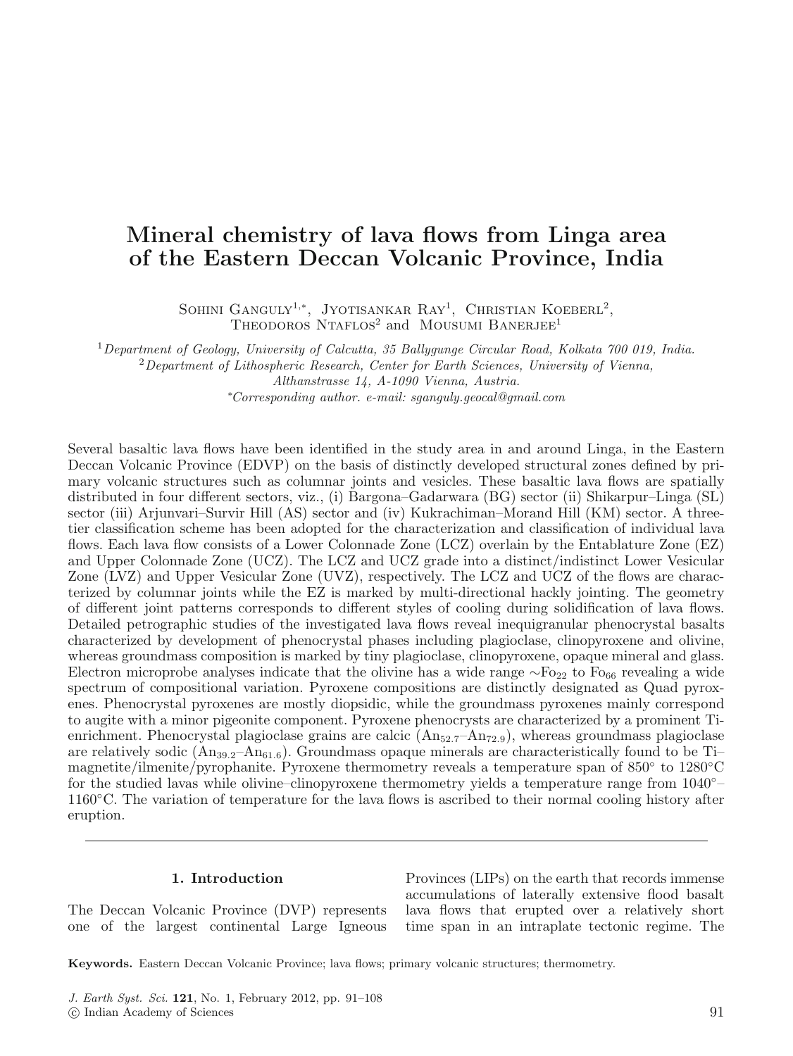# Mineral chemistry of lava flows from Linga area of the Eastern Deccan Volcanic Province, India

Sohini Ganguly[1,*], Jyotisankar Ray[1], Christian Koeberl[2], Theodoros Ntaflos[2] and Mousumi Banerjee[1]

[1] *Department of Geology, University of Calcutta, 35 Ballygunge Circular Road, Kolkata 700 019, India.*

[2] *Department of Lithospheric Research, Center for Earth Sciences, University of Vienna, Althanstrasse 14, A-1090 Vienna, Austria.*

[*] *Corresponding author. e-mail: sganguly.geocal@gmail.com*

Several basaltic lava flows have been identified in the study area in and around Linga, in the Eastern Deccan Volcanic Province (EDVP) on the basis of distinctly developed structural zones defined by primary volcanic structures such as columnar joints and vesicles. These basaltic lava flows are spatially distributed in four different sectors, viz., (i) Bargona–Gadarwara (BG) sector (ii) Shikarpur–Linga (SL) sector (iii) Arjunvari–Survir Hill (AS) sector and (iv) Kukrachiman–Morand Hill (KM) sector. A three-tier classification scheme has been adopted for the characterization and classification of individual lava flows. Each lava flow consists of a Lower Colonnade Zone (LCZ) overlain by the Entablature Zone (EZ) and Upper Colonnade Zone (UCZ). The LCZ and UCZ grade into a distinct/indistinct Lower Vesicular Zone (LVZ) and Upper Vesicular Zone (UVZ), respectively. The LCZ and UCZ of the flows are characterized by columnar joints while the EZ is marked by multi-directional hackly jointing. The geometry of different joint patterns corresponds to different styles of cooling during solidification of lava flows. Detailed petrographic studies of the investigated lava flows reveal inequigranular phenocrystal basalts characterized by development of phenocrystal phases including plagioclase, clinopyroxene and olivine, whereas groundmass composition is marked by tiny plagioclase, clinopyroxene, opaque mineral and glass. Electron microprobe analyses indicate that the olivine has a wide range $\sim Fo_{22}$ to $Fo_{66}$ revealing a wide spectrum of compositional variation. Pyroxene compositions are distinctly designated as Quad pyroxenes. Phenocrystal pyroxenes are mostly diopsidic, while the groundmass pyroxenes mainly correspond to augite with a minor pigeonite component. Pyroxene phenocrysts are characterized by a prominent Ti-enrichment. Phenocrystal plagioclase grains are calcic ($An_{52.7}$–$An_{72.9}$), whereas groundmass plagioclase are relatively sodic ($An_{39.2}$–$An_{61.6}$). Groundmass opaque minerals are characteristically found to be Ti–magnetite/ilmenite/pyrophanite. Pyroxene thermometry reveals a temperature span of 850° to 1280°C for the studied lavas while olivine–clinopyroxene thermometry yields a temperature range from 1040°–1160°C. The variation of temperature for the lava flows is ascribed to their normal cooling history after eruption.

## 1. Introduction

The Deccan Volcanic Province (DVP) represents one of the largest continental Large Igneous Provinces (LIPs) on the earth that records immense accumulations of laterally extensive flood basalt lava flows that erupted over a relatively short time span in an intraplate tectonic regime. The

**Keywords.** Eastern Deccan Volcanic Province; lava flows; primary volcanic structures; thermometry.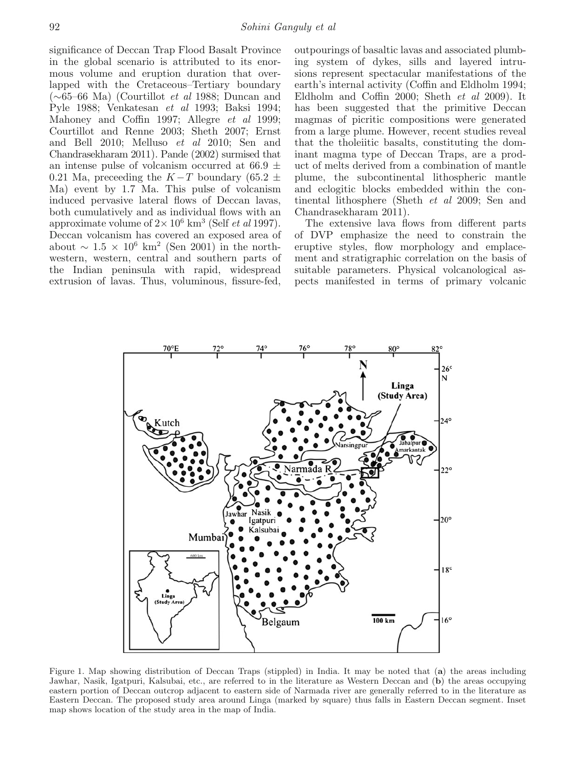significance of Deccan Trap Flood Basalt Province in the global scenario is attributed to its enormous volume and eruption duration that overlapped with the Cretaceous–Tertiary boundary (~65–66 Ma) (Courtillot *et al* 1988; Duncan and Pyle 1988; Venkatesan *et al* 1993; Baksi 1994; Mahoney and Coffin 1997; Allegre *et al* 1999; Courtillot and Renne 2003; Sheth 2007; Ernst and Bell 2010; Melluso *et al* 2010; Sen and Chandrasekharam 2011). Pande (2002) surmised that an intense pulse of volcanism occurred at 66.9 ± 0.21 Ma, preceeding the $K-T$ boundary (65.2 ± Ma) event by 1.7 Ma. This pulse of volcanism induced pervasive lateral flows of Deccan lavas, both cumulatively and as individual flows with an approximate volume of $2\times 10^6$ km$^3$ (Self *et al* 1997). Deccan volcanism has covered an exposed area of about $\sim 1.5 \times 10^6$ km$^2$ (Sen 2001) in the northwestern, western, central and southern parts of the Indian peninsula with rapid, widespread extrusion of lavas. Thus, voluminous, fissure-fed, outpourings of basaltic lavas and associated plumbing system of dykes, sills and layered intrusions represent spectacular manifestations of the earth's internal activity (Coffin and Eldholm 1994; Eldholm and Coffin 2000; Sheth *et al* 2009). It has been suggested that the primitive Deccan magmas of picritic compositions were generated from a large plume. However, recent studies reveal that the tholeiitic basalts, constituting the dominant magma type of Deccan Traps, are a product of melts derived from a combination of mantle plume, the subcontinental lithospheric mantle and eclogitic blocks embedded within the continental lithosphere (Sheth *et al* 2009; Sen and Chandrasekharam 2011).

The extensive lava flows from different parts of DVP emphasize the need to constrain the eruptive styles, flow morphology and emplacement and stratigraphic correlation on the basis of suitable parameters. Physical volcanological aspects manifested in terms of primary volcanic

Figure 1. Map showing distribution of Deccan Traps (stippled) in India. It may be noted that (**a**) the areas including Jawhar, Nasik, Igatpuri, Kalsubai, etc., are referred to in the literature as Western Deccan and (**b**) the areas occupying eastern portion of Deccan outcrop adjacent to eastern side of Narmada river are generally referred to in the literature as Eastern Deccan. The proposed study area around Linga (marked by square) thus falls in Eastern Deccan segment. Inset map shows location of the study area in the map of India.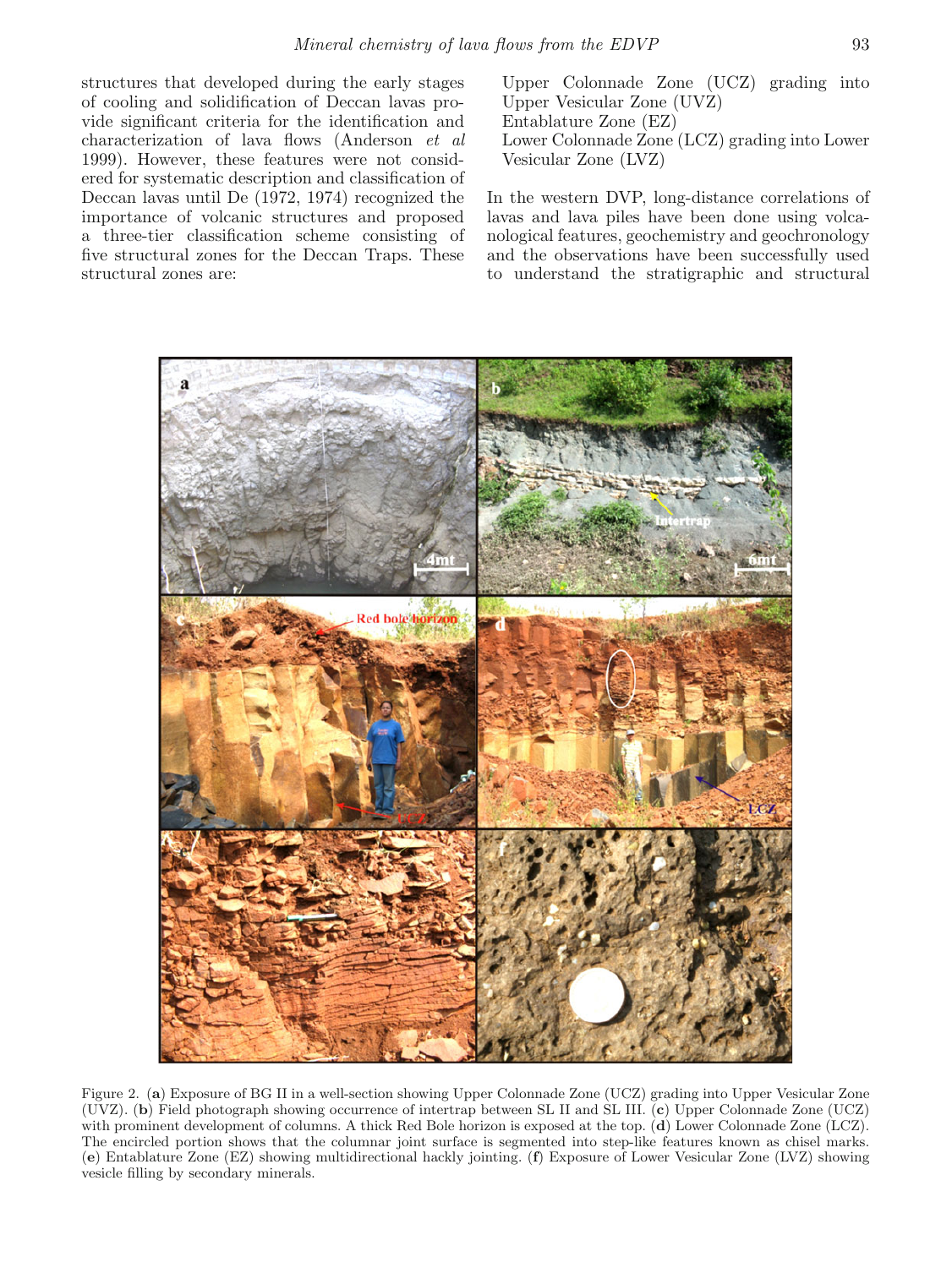structures that developed during the early stages of cooling and solidification of Deccan lavas provide significant criteria for the identification and characterization of lava flows (Anderson *et al* 1999). However, these features were not considered for systematic description and classification of Deccan lavas until De (1972, 1974) recognized the importance of volcanic structures and proposed a three-tier classification scheme consisting of five structural zones for the Deccan Traps. These structural zones are:

Upper Colonnade Zone (UCZ) grading into Upper Vesicular Zone (UVZ)
Entablature Zone (EZ)
Lower Colonnade Zone (LCZ) grading into Lower Vesicular Zone (LVZ)

In the western DVP, long-distance correlations of lavas and lava piles have been done using volcanological features, geochemistry and geochronology and the observations have been successfully used to understand the stratigraphic and structural

Figure 2. (**a**) Exposure of BG II in a well-section showing Upper Colonnade Zone (UCZ) grading into Upper Vesicular Zone (UVZ). (**b**) Field photograph showing occurrence of intertrap between SL II and SL III. (**c**) Upper Colonnade Zone (UCZ) with prominent development of columns. A thick Red Bole horizon is exposed at the top. (**d**) Lower Colonnade Zone (LCZ). The encircled portion shows that the columnar joint surface is segmented into step-like features known as chisel marks. (**e**) Entablature Zone (EZ) showing multidirectional hackly jointing. (**f**) Exposure of Lower Vesicular Zone (LVZ) showing vesicle filling by secondary minerals.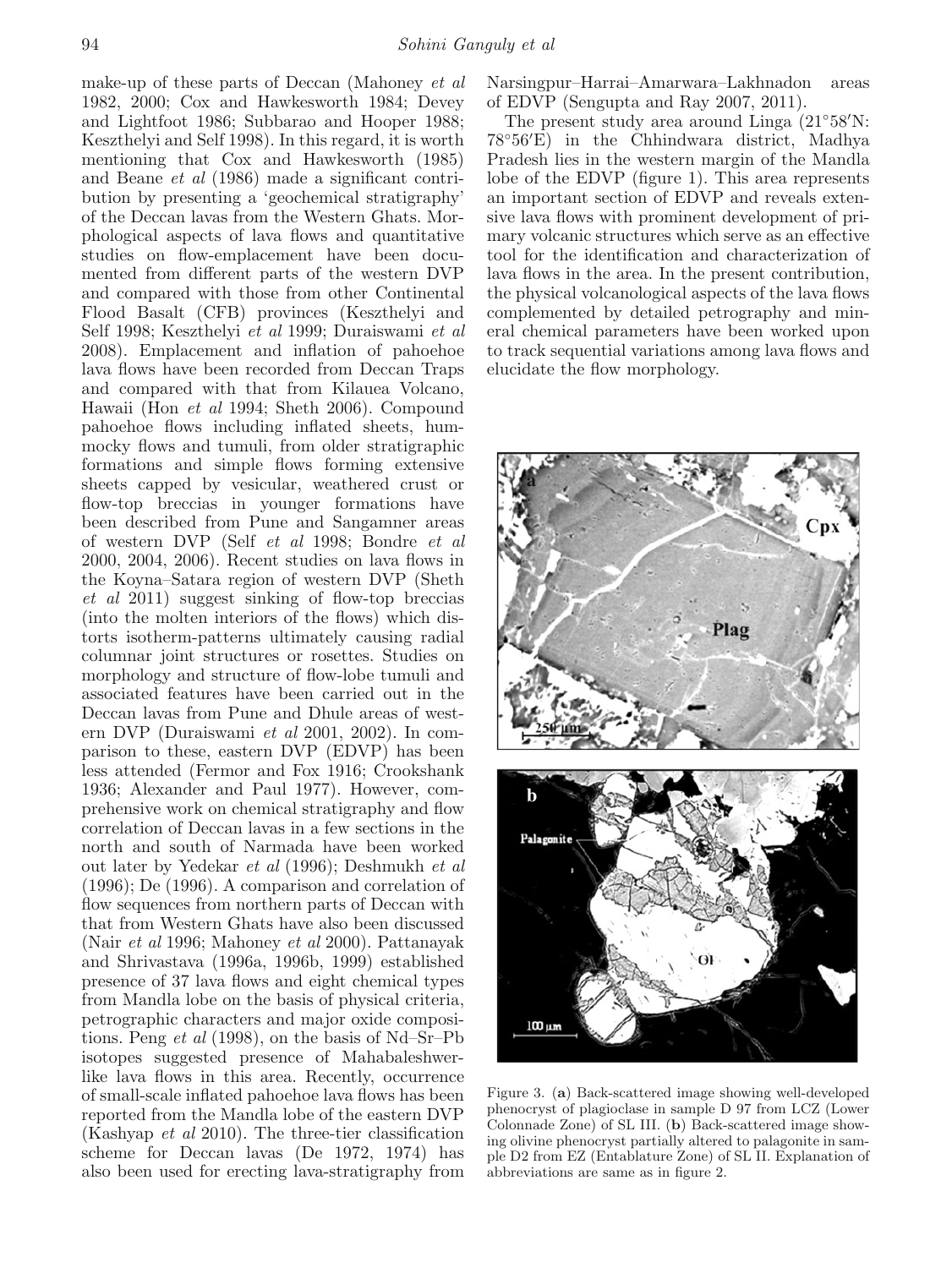make-up of these parts of Deccan (Mahoney *et al* 1982, 2000; Cox and Hawkesworth 1984; Devey and Lightfoot 1986; Subbarao and Hooper 1988; Keszthelyi and Self 1998). In this regard, it is worth mentioning that Cox and Hawkesworth (1985) and Beane *et al* (1986) made a significant contribution by presenting a 'geochemical stratigraphy' of the Deccan lavas from the Western Ghats. Morphological aspects of lava flows and quantitative studies on flow-emplacement have been documented from different parts of the western DVP and compared with those from other Continental Flood Basalt (CFB) provinces (Keszthelyi and Self 1998; Keszthelyi *et al* 1999; Duraiswami *et al* 2008). Emplacement and inflation of pahoehoe lava flows have been recorded from Deccan Traps and compared with that from Kilauea Volcano, Hawaii (Hon *et al* 1994; Sheth 2006). Compound pahoehoe flows including inflated sheets, hummocky flows and tumuli, from older stratigraphic formations and simple flows forming extensive sheets capped by vesicular, weathered crust or flow-top breccias in younger formations have been described from Pune and Sangamner areas of western DVP (Self *et al* 1998; Bondre *et al* 2000, 2004, 2006). Recent studies on lava flows in the Koyna–Satara region of western DVP (Sheth *et al* 2011) suggest sinking of flow-top breccias (into the molten interiors of the flows) which distorts isotherm-patterns ultimately causing radial columnar joint structures or rosettes. Studies on morphology and structure of flow-lobe tumuli and associated features have been carried out in the Deccan lavas from Pune and Dhule areas of western DVP (Duraiswami *et al* 2001, 2002). In comparison to these, eastern DVP (EDVP) has been less attended (Fermor and Fox 1916; Crookshank 1936; Alexander and Paul 1977). However, comprehensive work on chemical stratigraphy and flow correlation of Deccan lavas in a few sections in the north and south of Narmada have been worked out later by Yedekar *et al* (1996); Deshmukh *et al* (1996); De (1996). A comparison and correlation of flow sequences from northern parts of Deccan with that from Western Ghats have also been discussed (Nair *et al* 1996; Mahoney *et al* 2000). Pattanayak and Shrivastava (1996a, 1996b, 1999) established presence of 37 lava flows and eight chemical types from Mandla lobe on the basis of physical criteria, petrographic characters and major oxide compositions. Peng *et al* (1998), on the basis of Nd–Sr–Pb isotopes suggested presence of Mahabaleshwer-like lava flows in this area. Recently, occurrence of small-scale inflated pahoehoe lava flows has been reported from the Mandla lobe of the eastern DVP (Kashyap *et al* 2010). The three-tier classification scheme for Deccan lavas (De 1972, 1974) has also been used for erecting lava-stratigraphy from Narsingpur–Harrai–Amarwara–Lakhnadon areas of EDVP (Sengupta and Ray 2007, 2011).

The present study area around Linga (21°58′N: 78°56′E) in the Chhindwara district, Madhya Pradesh lies in the western margin of the Mandla lobe of the EDVP (figure 1). This area represents an important section of EDVP and reveals extensive lava flows with prominent development of primary volcanic structures which serve as an effective tool for the identification and characterization of lava flows in the area. In the present contribution, the physical volcanological aspects of the lava flows complemented by detailed petrography and mineral chemical parameters have been worked upon to track sequential variations among lava flows and elucidate the flow morphology.

Figure 3. (**a**) Back-scattered image showing well-developed phenocryst of plagioclase in sample D 97 from LCZ (Lower Colonnade Zone) of SL III. (**b**) Back-scattered image showing olivine phenocryst partially altered to palagonite in sample D2 from EZ (Entablature Zone) of SL II. Explanation of abbreviations are same as in figure 2.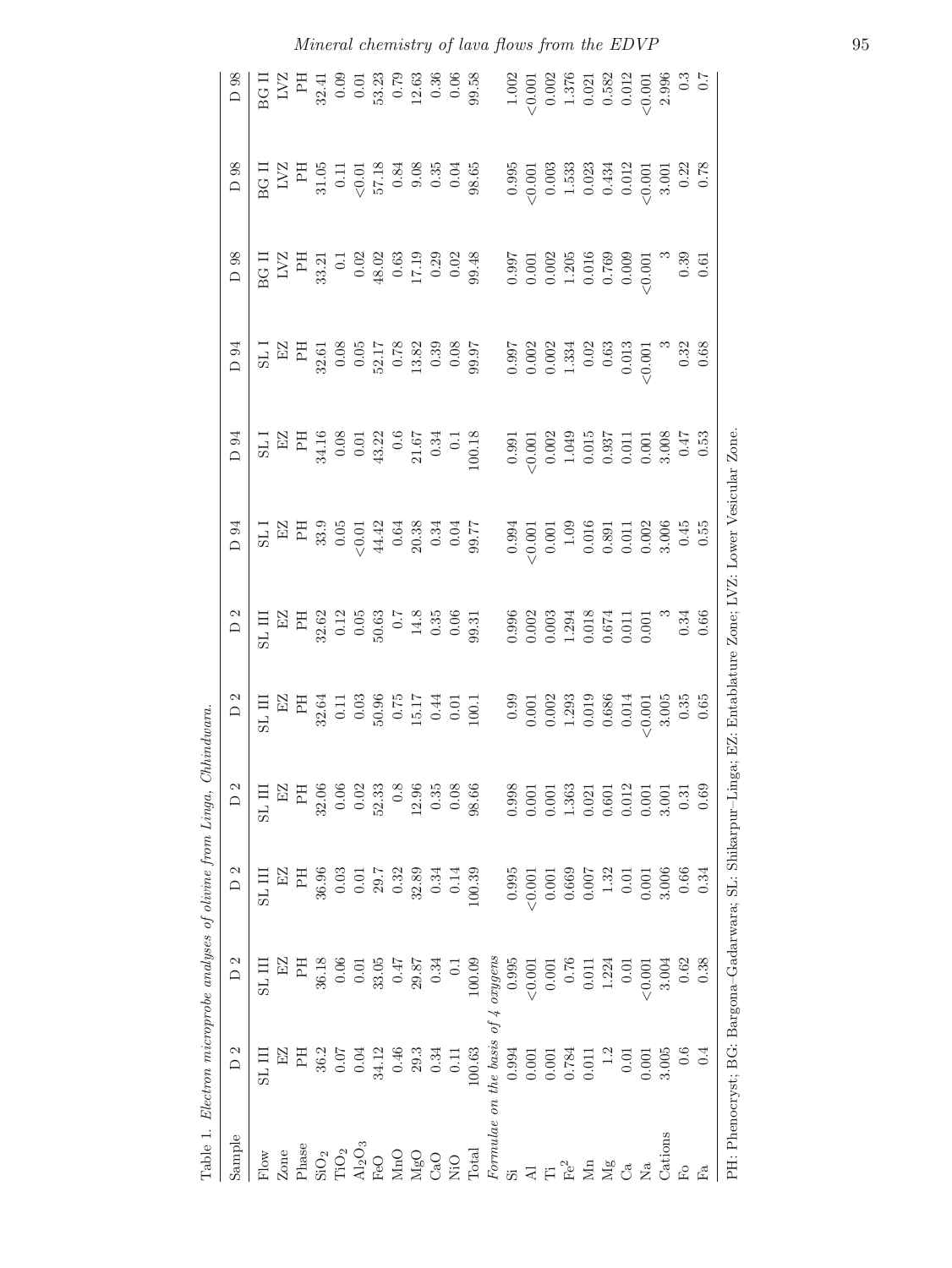Table 1. *Electron microprobe analyses of olivine from Linga, Chhindwara.*

| Sample | D 2 | D 2 | D 2 | D 2 | D 2 | D 2 | D 94 | D 94 | D 94 | D 98 | D 98 | D 98 |
|---|---|---|---|---|---|---|---|---|---|---|---|---|
| Flow | SL III | SL III | SL III | SL III | SL III | SL III | SL I | SL I | SL I | BG II | BG II | BG II |
| Zone | EZ | EZ | EZ | EZ | EZ | EZ | EZ | EZ | EZ | LVZ | LVZ | LVZ |
| Phase | PH | PH | PH | PH | PH | PH | PH | PH | PH | PH | PH | PH |
| $SiO_2$ | 36.2 | 36.18 | 36.96 | 32.06 | 32.64 | 32.62 | 33.9 | 34.16 | 32.61 | 33.21 | 31.05 | 32.41 |
| $TiO_2$ | 0.07 | 0.06 | 0.03 | 0.06 | 0.11 | 0.12 | 0.05 | 0.08 | 0.08 | 0.1 | 0.11 | 0.09 |
| $Al_2O_3$ | 0.04 | 0.01 | 0.01 | 0.02 | 0.03 | 0.05 | <0.01 | 0.01 | 0.05 | 0.02 | <0.01 | 0.01 |
| FeO | 34.12 | 33.05 | 29.7 | 52.33 | 50.96 | 50.63 | 44.42 | 43.22 | 52.17 | 48.02 | 57.18 | 53.23 |
| MnO | 0.46 | 0.47 | 0.32 | 0.8 | 0.75 | 0.7 | 0.64 | 0.6 | 0.78 | 0.63 | 0.84 | 0.79 |
| MgO | 29.3 | 29.87 | 32.89 | 12.96 | 15.17 | 14.8 | 20.38 | 21.67 | 13.82 | 17.19 | 9.08 | 12.63 |
| CaO | 0.34 | 0.34 | 0.34 | 0.35 | 0.44 | 0.35 | 0.34 | 0.34 | 0.39 | 0.29 | 0.35 | 0.36 |
| NiO | 0.11 | 0.1 | 0.14 | 0.08 | 0.01 | 0.06 | 0.04 | 0.1 | 0.08 | 0.02 | 0.04 | 0.06 |
| Total | 100.63 | 100.09 | 100.39 | 98.66 | 100.1 | 99.31 | 99.77 | 100.18 | 99.97 | 99.48 | 98.65 | 99.58 |
| *Formulae on the basis of 4 oxygens* | | | | | | | | | | | | |
| Si | 0.994 | 0.995 | 0.995 | 0.998 | 0.99 | 0.996 | 0.994 | 0.991 | 0.997 | 0.997 | 0.995 | 1.002 |
| Al | 0.001 | <0.001 | <0.001 | 0.001 | 0.001 | 0.002 | <0.001 | <0.001 | 0.002 | 0.001 | <0.001 | <0.001 |
| Ti | 0.001 | 0.001 | 0.001 | 0.001 | 0.002 | 0.003 | 0.001 | 0.002 | 0.002 | 0.002 | 0.003 | 0.002 |
| $Fe^2$ | 0.784 | 0.76 | 0.669 | 1.363 | 1.293 | 1.294 | 1.09 | 1.049 | 1.334 | 1.205 | 1.533 | 1.376 |
| Mn | 0.011 | 0.011 | 0.007 | 0.021 | 0.019 | 0.018 | 0.016 | 0.015 | 0.02 | 0.016 | 0.023 | 0.021 |
| Mg | 1.2 | 1.224 | 1.32 | 0.601 | 0.686 | 0.674 | 0.891 | 0.937 | 0.63 | 0.769 | 0.434 | 0.582 |
| Ca | 0.01 | 0.01 | 0.01 | 0.012 | 0.014 | 0.011 | 0.011 | 0.011 | 0.013 | 0.009 | 0.012 | 0.012 |
| Na | 0.001 | <0.001 | 0.001 | 0.001 | <0.001 | 0.001 | 0.002 | 0.001 | <0.001 | <0.001 | <0.001 | <0.001 |
| Cations | 3.005 | 3.004 | 3.006 | 3.001 | 3.005 | 3 | 3.006 | 3.008 | 3 | 3 | 3.001 | 2.996 |
| Fo | 0.6 | 0.62 | 0.66 | 0.31 | 0.35 | 0.34 | 0.45 | 0.47 | 0.32 | 0.39 | 0.22 | 0.3 |
| Fa | 0.4 | 0.38 | 0.34 | 0.69 | 0.65 | 0.66 | 0.55 | 0.53 | 0.68 | 0.61 | 0.78 | 0.7 |

PH: Phenocryst; BG: Bargona–Gadarwara; SL: Shikarpur–Linga; EZ: Entablature Zone; LVZ: Lower Vesicular Zone.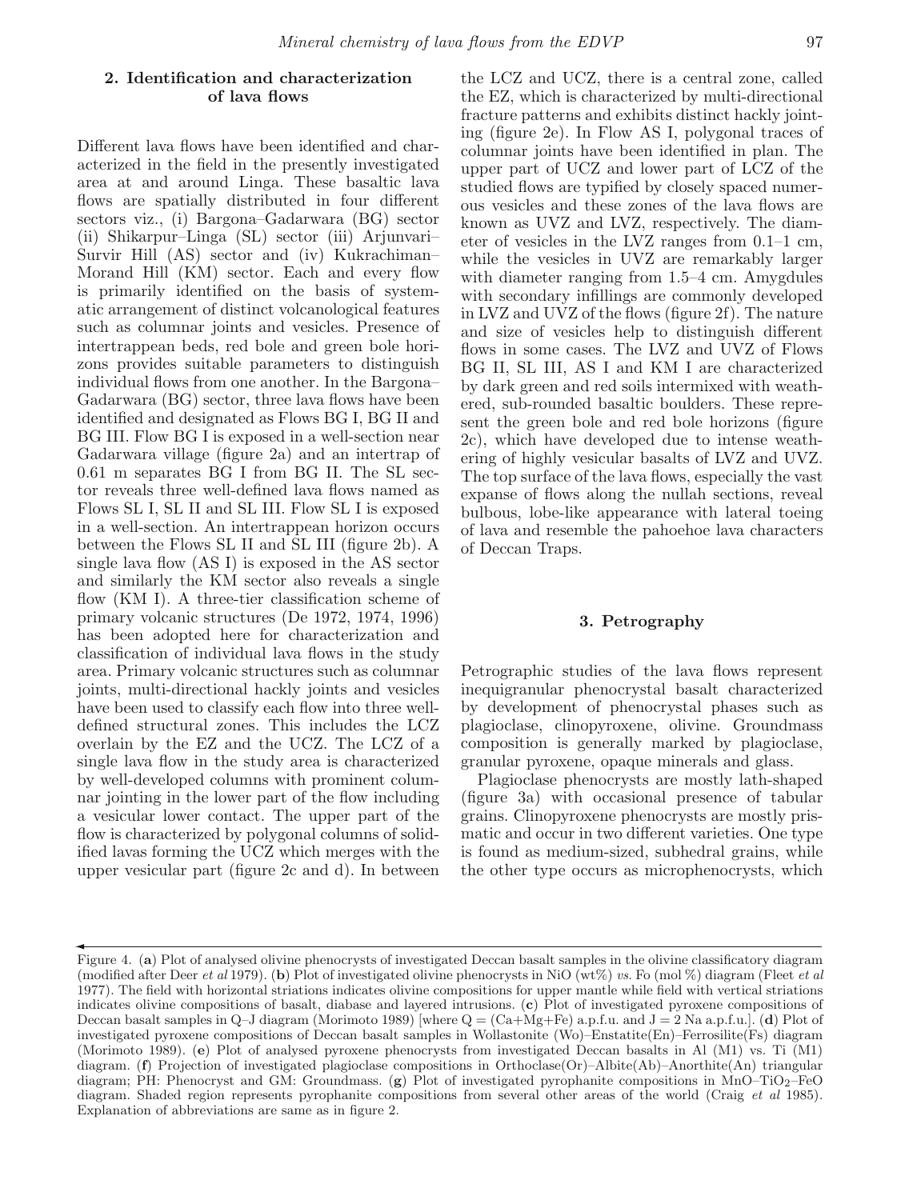## 2. Identification and characterization of lava flows

Different lava flows have been identified and characterized in the field in the presently investigated area at and around Linga. These basaltic lava flows are spatially distributed in four different sectors viz., (i) Bargona–Gadarwara (BG) sector (ii) Shikarpur–Linga (SL) sector (iii) Arjunvari–Survir Hill (AS) sector and (iv) Kukrachiman–Morand Hill (KM) sector. Each and every flow is primarily identified on the basis of systematic arrangement of distinct volcanological features such as columnar joints and vesicles. Presence of intertrappean beds, red bole and green bole horizons provides suitable parameters to distinguish individual flows from one another. In the Bargona–Gadarwara (BG) sector, three lava flows have been identified and designated as Flows BG I, BG II and BG III. Flow BG I is exposed in a well-section near Gadarwara village (figure 2a) and an intertrap of 0.61 m separates BG I from BG II. The SL sector reveals three well-defined lava flows named as Flows SL I, SL II and SL III. Flow SL I is exposed in a well-section. An intertrappean horizon occurs between the Flows SL II and SL III (figure 2b). A single lava flow (AS I) is exposed in the AS sector and similarly the KM sector also reveals a single flow (KM I). A three-tier classification scheme of primary volcanic structures (De 1972, 1974, 1996) has been adopted here for characterization and classification of individual lava flows in the study area. Primary volcanic structures such as columnar joints, multi-directional hackly joints and vesicles have been used to classify each flow into three well-defined structural zones. This includes the LCZ overlain by the EZ and the UCZ. The LCZ of a single lava flow in the study area is characterized by well-developed columns with prominent columnar jointing in the lower part of the flow including a vesicular lower contact. The upper part of the flow is characterized by polygonal columns of solidified lavas forming the UCZ which merges with the upper vesicular part (figure 2c and d). In between the LCZ and UCZ, there is a central zone, called the EZ, which is characterized by multi-directional fracture patterns and exhibits distinct hackly jointing (figure 2e). In Flow AS I, polygonal traces of columnar joints have been identified in plan. The upper part of UCZ and lower part of LCZ of the studied flows are typified by closely spaced numerous vesicles and these zones of the lava flows are known as UVZ and LVZ, respectively. The diameter of vesicles in the LVZ ranges from 0.1–1 cm, while the vesicles in UVZ are remarkably larger with diameter ranging from 1.5–4 cm. Amygdules with secondary infillings are commonly developed in LVZ and UVZ of the flows (figure 2f). The nature and size of vesicles help to distinguish different flows in some cases. The LVZ and UVZ of Flows BG II, SL III, AS I and KM I are characterized by dark green and red soils intermixed with weathered, sub-rounded basaltic boulders. These represent the green bole and red bole horizons (figure 2c), which have developed due to intense weathering of highly vesicular basalts of LVZ and UVZ. The top surface of the lava flows, especially the vast expanse of flows along the nullah sections, reveal bulbous, lobe-like appearance with lateral toeing of lava and resemble the pahoehoe lava characters of Deccan Traps.

## 3. Petrography

Petrographic studies of the lava flows represent inequigranular phenocrystal basalt characterized by development of phenocrystal phases such as plagioclase, clinopyroxene, olivine. Groundmass composition is generally marked by plagioclase, granular pyroxene, opaque minerals and glass.

Plagioclase phenocrysts are mostly lath-shaped (figure 3a) with occasional presence of tabular grains. Clinopyroxene phenocrysts are mostly prismatic and occur in two different varieties. One type is found as medium-sized, subhedral grains, while the other type occurs as microphenocrysts, which

Figure 4. (**a**) Plot of analysed olivine phenocrysts of investigated Deccan basalt samples in the olivine classificatory diagram (modified after Deer *et al* 1979). (**b**) Plot of investigated olivine phenocrysts in NiO (wt%) *vs.* Fo (mol %) diagram (Fleet *et al* 1977). The field with horizontal striations indicates olivine compositions for upper mantle while field with vertical striations indicates olivine compositions of basalt, diabase and layered intrusions. (**c**) Plot of investigated pyroxene compositions of Deccan basalt samples in Q–J diagram (Morimoto 1989) [where Q = (Ca+Mg+Fe) a.p.f.u. and J = 2 Na a.p.f.u.]. (**d**) Plot of investigated pyroxene compositions of Deccan basalt samples in Wollastonite (Wo)–Enstatite(En)–Ferrosilite(Fs) diagram (Morimoto 1989). (**e**) Plot of analysed pyroxene phenocrysts from investigated Deccan basalts in Al (M1) vs. Ti (M1) diagram. (**f**) Projection of investigated plagioclase compositions in Orthoclase(Or)–Albite(Ab)–Anorthite(An) triangular diagram; PH: Phenocryst and GM: Groundmass. (**g**) Plot of investigated pyrophanite compositions in MnO–$TiO_2$–FeO diagram. Shaded region represents pyrophanite compositions from several other areas of the world (Craig *et al* 1985). Explanation of abbreviations are same as in figure 2.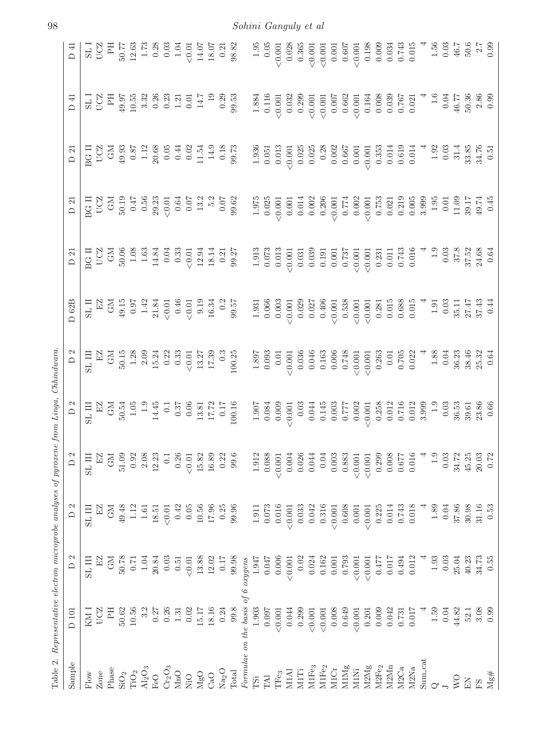Table 2. *Representative electron microprobe analyses of pyroxene from Linga, Chhindwara.*

| Sample | D 101 | D 2 | D 2 | D 2 | D 2 | D 2 | D 62B | D 21 | D 21 | D 21 | D 41 | D 41 |
|---|---|---|---|---|---|---|---|---|---|---|---|---|
| Flow | KM I | SL III | SL III | SL III | SL III | SL III | SL II | BG II | BG II | BG II | SL I | SL I |
| Zone | UCZ | EZ | EZ | EZ | EZ | EZ | EZ | UCZ | UCZ | UCZ | UCZ | UCZ |
| Phase | PH | GM | GM | GM | GM | GM | GM | GM | GM | GM | PH | PH |
| $SiO_2$ | 50.62 | 50.78 | 49.48 | 51.09 | 50.54 | 50.15 | 49.15 | 50.06 | 50.19 | 49.93 | 49.97 | 50.77 |
| $TiO_2$ | 10.56 | 0.71 | 1.12 | 0.92 | 1.05 | 1.28 | 0.97 | 1.08 | 0.47 | 0.87 | 10.55 | 12.63 |
| $Al_2O_3$ | 3.2 | 1.04 | 1.61 | 2.08 | 1.9 | 2.09 | 1.42 | 1.63 | 0.56 | 1.12 | 3.32 | 1.73 |
| FeO | 0.27 | 20.84 | 18.51 | 12.23 | 14.45 | 15.24 | 21.84 | 14.84 | 29.23 | 20.68 | 0.26 | 0.28 |
| $Cr_2O_3$ | 0.26 | 0.03 | <0.01 | 0.1 | 0.1 | 0.22 | <0.01 | 0.04 | <0.01 | 0.05 | 0.23 | 0.03 |
| MnO | 1.31 | 0.51 | 0.42 | 0.26 | 0.37 | 0.33 | 0.46 | 0.33 | 0.64 | 0.44 | 1.21 | 1.04 |
| NiO | 0.02 | <0.01 | 0.05 | <0.01 | 0.06 | <0.01 | <0.01 | <0.01 | 0.07 | 0.02 | 0.01 | <0.01 |
| MgO | 15.17 | 13.88 | 10.56 | 15.82 | 13.81 | 13.27 | 9.19 | 12.94 | 13.2 | 11.54 | 14.7 | 14.07 |
| CaO | 18.16 | 12.02 | 17.96 | 16.89 | 17.72 | 17.39 | 16.34 | 18.14 | 5.2 | 14.9 | 19 | 18.07 |
| $Na_2O$ | 0.24 | 0.17 | 0.25 | 0.22 | 0.17 | 0.3 | 0.2 | 0.21 | 0.07 | 0.18 | 0.29 | 0.21 |
| Total | 99.8 | 99.98 | 99.96 | 99.6 | 100.16 | 100.25 | 99.57 | 99.27 | 99.62 | 99.73 | 99.53 | 98.82 |
| *Formulae on the basis of 6 oxygens* | | | | | | | | | | | | |
| TSi | 1.903 | 1.947 | 1.911 | 1.912 | 1.907 | 1.897 | 1.931 | 1.913 | 1.975 | 1.936 | 1.884 | 1.95 |
| TAl | 0.097 | 0.047 | 0.073 | 0.088 | 0.084 | 0.093 | 0.066 | 0.073 | 0.025 | 0.051 | 0.116 | 0.05 |
| $TFe_3$ | <0.001 | 0.006 | 0.016 | <0.001 | 0.009 | 0.01 | 0.003 | 0.013 | <0.001 | 0.013 | <0.001 | <0.001 |
| M1Al | 0.044 | <0.001 | <0.001 | 0.004 | <0.001 | <0.001 | <0.001 | <0.001 | 0.001 | <0.001 | 0.032 | 0.028 |
| M1Ti | 0.299 | 0.02 | 0.033 | 0.026 | 0.03 | 0.036 | 0.029 | 0.031 | 0.014 | 0.025 | 0.299 | 0.365 |
| $M1Fe_3$ | <0.001 | 0.024 | 0.042 | 0.044 | 0.044 | 0.046 | 0.027 | 0.039 | 0.002 | 0.025 | <0.001 | <0.001 |
| $M1Fe_2$ | <0.001 | 0.162 | 0.316 | 0.04 | 0.145 | 0.163 | 0.406 | 0.191 | 0.206 | 0.28 | <0.001 | <0.001 |
| M1Cr | 0.008 | 0.001 | <0.001 | 0.003 | 0.003 | 0.006 | <0.001 | 0.001 | <0.001 | 0.002 | 0.007 | 0.001 |
| M1Mg | 0.649 | 0.793 | 0.608 | 0.883 | 0.777 | 0.748 | 0.538 | 0.737 | 0.774 | 0.667 | 0.662 | 0.607 |
| M1Ni | <0.001 | <0.001 | 0.001 | <0.001 | 0.002 | <0.001 | <0.001 | <0.001 | 0.002 | 0.001 | <0.001 | <0.001 |
| M2Mg | 0.201 | <0.001 | <0.001 | <0.001 | <0.001 | <0.001 | <0.001 | <0.001 | <0.001 | <0.001 | 0.164 | 0.198 |
| $M2Fe_2$ | 0.009 | 0.477 | 0.225 | 0.299 | 0.258 | 0.263 | 0.281 | 0.231 | 0.753 | 0.353 | 0.008 | 0.009 |
| M2Mn | 0.042 | 0.017 | 0.014 | 0.008 | 0.012 | 0.01 | 0.015 | 0.011 | 0.021 | 0.014 | 0.039 | 0.034 |
| M2Ca | 0.731 | 0.494 | 0.743 | 0.677 | 0.716 | 0.705 | 0.688 | 0.743 | 0.219 | 0.619 | 0.767 | 0.743 |
| M2Na | 0.017 | 0.012 | 0.018 | 0.016 | 0.012 | 0.022 | 0.015 | 0.016 | 0.005 | 0.014 | 0.021 | 0.015 |
| Sum_cat | 4 | 4 | 4 | 4 | 3.999 | 4 | 4 | 4 | 3.999 | 4 | 4 | 4 |
| Q | 1.59 | 1.93 | 1.89 | 1.9 | 1.9 | 1.88 | 1.91 | 1.9 | 1.95 | 1.92 | 1.6 | 1.56 |
| J | 0.04 | 0.03 | 0.04 | 0.03 | 0.03 | 0.04 | 0.03 | 0.03 | 0.01 | 0.03 | 0.04 | 0.03 |
| WO | 44.82 | 25.04 | 37.86 | 34.72 | 36.53 | 36.23 | 35.11 | 37.8 | 11.09 | 31.4 | 46.77 | 46.7 |
| EN | 52.1 | 40.23 | 30.98 | 45.25 | 39.61 | 38.46 | 27.47 | 37.52 | 39.17 | 33.85 | 50.36 | 50.6 |
| FS | 3.08 | 34.73 | 31.16 | 20.03 | 23.86 | 25.32 | 37.43 | 24.68 | 49.74 | 34.76 | 2.86 | 2.7 |
| Mg# | 0.99 | 0.55 | 0.53 | 0.72 | 0.66 | 0.64 | 0.44 | 0.64 | 0.45 | 0.51 | 0.99 | 0.99 |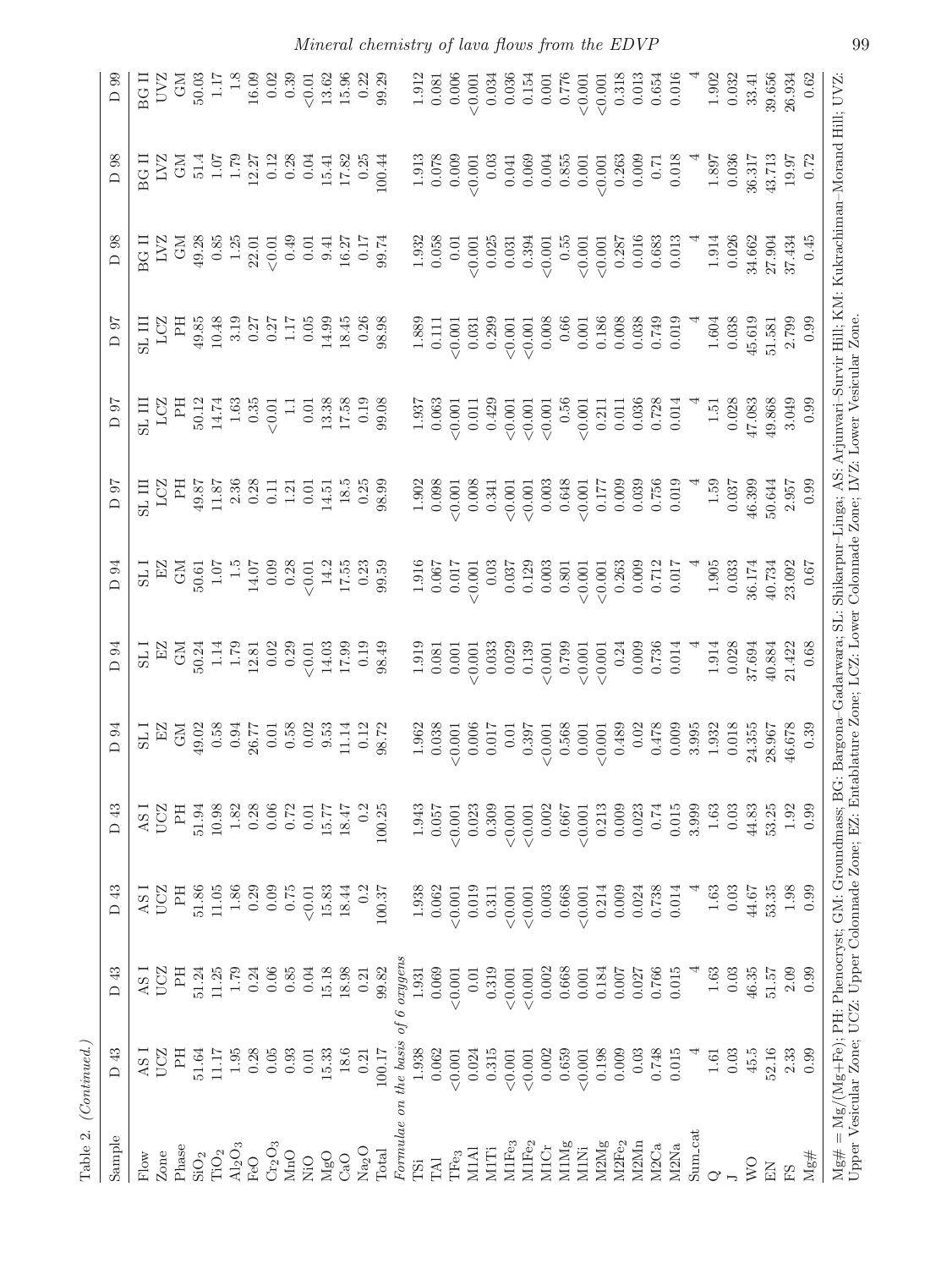Table 2. *(Continued.)*

| Sample | D 43 | D 43 | D 43 | D 43 | D 94 | D 94 | D 94 | D 97 | D 97 | D 97 | D 98 | D 98 | D 99 |
|---|---|---|---|---|---|---|---|---|---|---|---|---|---|
| Flow | AS I | AS I | AS I | AS I | SL I | SL I | SL I | SL III | SL III | SL III | BG II | BG II | BG II |
| Zone | UCZ | UCZ | UCZ | UCZ | EZ | EZ | EZ | LCZ | LCZ | LCZ | LVZ | LVZ | UVZ |
| Phase | PH | PH | PH | PH | GM | GM | GM | PH | PH | PH | GM | GM | GM |
| $SiO_2$ | 51.64 | 51.24 | 51.86 | 51.94 | 49.02 | 50.24 | 50.61 | 49.87 | 50.12 | 49.85 | 49.28 | 51.4 | 50.03 |
| $TiO_2$ | 11.17 | 11.25 | 11.05 | 10.98 | 0.58 | 1.14 | 1.07 | 11.87 | 14.74 | 10.48 | 0.85 | 1.07 | 1.17 |
| $Al_2O_3$ | 1.95 | 1.79 | 1.86 | 1.82 | 0.94 | 1.79 | 1.5 | 2.36 | 1.63 | 3.19 | 1.25 | 1.79 | 1.8 |
| FeO | 0.28 | 0.24 | 0.29 | 0.28 | 26.77 | 12.81 | 14.07 | 0.28 | 0.35 | 0.27 | 22.01 | 12.27 | 16.09 |
| $Cr_2O_3$ | 0.05 | 0.06 | 0.09 | 0.06 | 0.01 | 0.02 | 0.09 | 0.11 | <0.01 | 0.27 | <0.01 | 0.12 | 0.02 |
| MnO | 0.93 | 0.85 | 0.75 | 0.72 | 0.58 | 0.29 | 0.28 | 1.21 | 1.1 | 1.17 | 0.49 | 0.28 | 0.39 |
| NiO | 0.01 | 0.04 | <0.01 | 0.01 | 0.02 | <0.01 | <0.01 | 0.01 | 0.01 | 0.05 | 0.01 | 0.04 | <0.01 |
| MgO | 15.33 | 15.18 | 15.83 | 15.77 | 9.53 | 14.03 | 14.2 | 14.51 | 13.38 | 14.99 | 9.41 | 15.41 | 13.62 |
| CaO | 18.6 | 18.98 | 18.44 | 18.47 | 11.14 | 17.99 | 17.55 | 18.5 | 17.58 | 18.45 | 16.27 | 17.82 | 15.96 |
| $Na_2O$ | 0.21 | 0.21 | 0.2 | 0.2 | 0.12 | 0.19 | 0.23 | 0.25 | 0.19 | 0.26 | 0.17 | 0.25 | 0.22 |
| Total | 100.17 | 99.82 | 100.37 | 100.25 | 98.72 | 98.49 | 99.59 | 98.99 | 99.08 | 98.98 | 99.74 | 100.44 | 99.29 |
| *Formulae on the basis of 6 oxygens* | | | | | | | | | | | | | |
| TSi | 1.938 | 1.931 | 1.938 | 1.943 | 1.962 | 1.919 | 1.916 | 1.902 | 1.937 | 1.889 | 1.932 | 1.913 | 1.912 |
| TAl | 0.062 | 0.069 | 0.062 | 0.057 | 0.038 | 0.081 | 0.067 | 0.098 | 0.063 | 0.111 | 0.058 | 0.078 | 0.081 |
| $TFe_3$ | <0.001 | <0.001 | <0.001 | <0.001 | <0.001 | 0.001 | 0.017 | <0.001 | <0.001 | <0.001 | 0.01 | 0.009 | 0.006 |
| M1Al | 0.024 | 0.01 | 0.019 | 0.023 | 0.006 | <0.001 | <0.001 | 0.008 | 0.011 | 0.031 | <0.001 | <0.001 | <0.001 |
| M1Ti | 0.315 | 0.319 | 0.311 | 0.309 | 0.017 | 0.033 | 0.03 | 0.341 | 0.429 | 0.299 | 0.025 | 0.03 | 0.034 |
| $M1Fe_3$ | <0.001 | <0.001 | <0.001 | <0.001 | 0.01 | 0.029 | 0.037 | <0.001 | <0.001 | <0.001 | 0.031 | 0.041 | 0.036 |
| $M1Fe_2$ | <0.001 | <0.001 | <0.001 | <0.001 | 0.397 | 0.139 | 0.129 | <0.001 | <0.001 | <0.001 | 0.394 | 0.069 | 0.154 |
| M1Cr | 0.002 | 0.002 | 0.003 | 0.002 | <0.001 | <0.001 | 0.003 | 0.003 | <0.001 | 0.008 | <0.001 | 0.004 | 0.001 |
| M1Mg | 0.659 | 0.668 | 0.668 | 0.667 | 0.568 | 0.799 | 0.801 | 0.648 | 0.56 | 0.66 | 0.55 | 0.855 | 0.776 |
| M1Ni | <0.001 | 0.001 | <0.001 | <0.001 | 0.001 | <0.001 | <0.001 | <0.001 | <0.001 | 0.001 | <0.001 | 0.001 | <0.001 |
| M2Mg | 0.198 | 0.184 | 0.214 | 0.213 | <0.001 | <0.001 | <0.001 | 0.177 | 0.211 | 0.186 | <0.001 | <0.001 | <0.001 |
| $M2Fe_2$ | 0.009 | 0.007 | 0.009 | 0.009 | 0.489 | 0.24 | 0.263 | 0.009 | 0.011 | 0.008 | 0.287 | 0.263 | 0.318 |
| M2Mn | 0.03 | 0.027 | 0.024 | 0.023 | 0.02 | 0.009 | 0.009 | 0.039 | 0.036 | 0.038 | 0.016 | 0.009 | 0.013 |
| M2Ca | 0.748 | 0.766 | 0.738 | 0.74 | 0.478 | 0.736 | 0.712 | 0.756 | 0.728 | 0.749 | 0.683 | 0.71 | 0.654 |
| M2Na | 0.015 | 0.015 | 0.014 | 0.015 | 0.009 | 0.014 | 0.017 | 0.019 | 0.014 | 0.019 | 0.013 | 0.018 | 0.016 |
| Sum_cat | 4 | 4 | 4 | 3.999 | 3.995 | 4 | 4 | 4 | 4 | 4 | 4 | 4 | 4 |
| Q | 1.61 | 1.63 | 1.63 | 1.63 | 1.932 | 1.914 | 1.905 | 1.59 | 1.51 | 1.604 | 1.914 | 1.897 | 1.902 |
| J | 0.03 | 0.03 | 0.03 | 0.03 | 0.018 | 0.028 | 0.033 | 0.037 | 0.028 | 0.038 | 0.026 | 0.036 | 0.032 |
| WO | 45.5 | 46.35 | 44.67 | 44.83 | 24.355 | 37.694 | 36.174 | 46.399 | 47.083 | 45.619 | 34.662 | 36.317 | 33.41 |
| EN | 52.16 | 51.57 | 53.35 | 53.25 | 28.967 | 40.884 | 40.734 | 50.644 | 49.868 | 51.581 | 27.904 | 43.713 | 39.656 |
| FS | 2.33 | 2.09 | 1.98 | 1.92 | 46.678 | 21.422 | 23.092 | 2.957 | 3.049 | 2.799 | 37.434 | 19.97 | 26.934 |
| Mg# | 0.99 | 0.99 | 0.99 | 0.99 | 0.39 | 0.68 | 0.67 | 0.99 | 0.99 | 0.99 | 0.45 | 0.72 | 0.62 |

Mg# = Mg/(Mg+Fe); PH: Phenocryst; GM: Groundmass; BG: Bargona–Gadarwara; SL: Shikarpur–Linga; AS: Arjunvari–Survir Hill; KM: Kukrachiman–Morand Hill; UVZ: Upper Vesicular Zone; UCZ: Upper Colonnade Zone; EZ: Entablature Zone; LCZ: Lower Colonnade Zone; LVZ: Lower Vesicular Zone.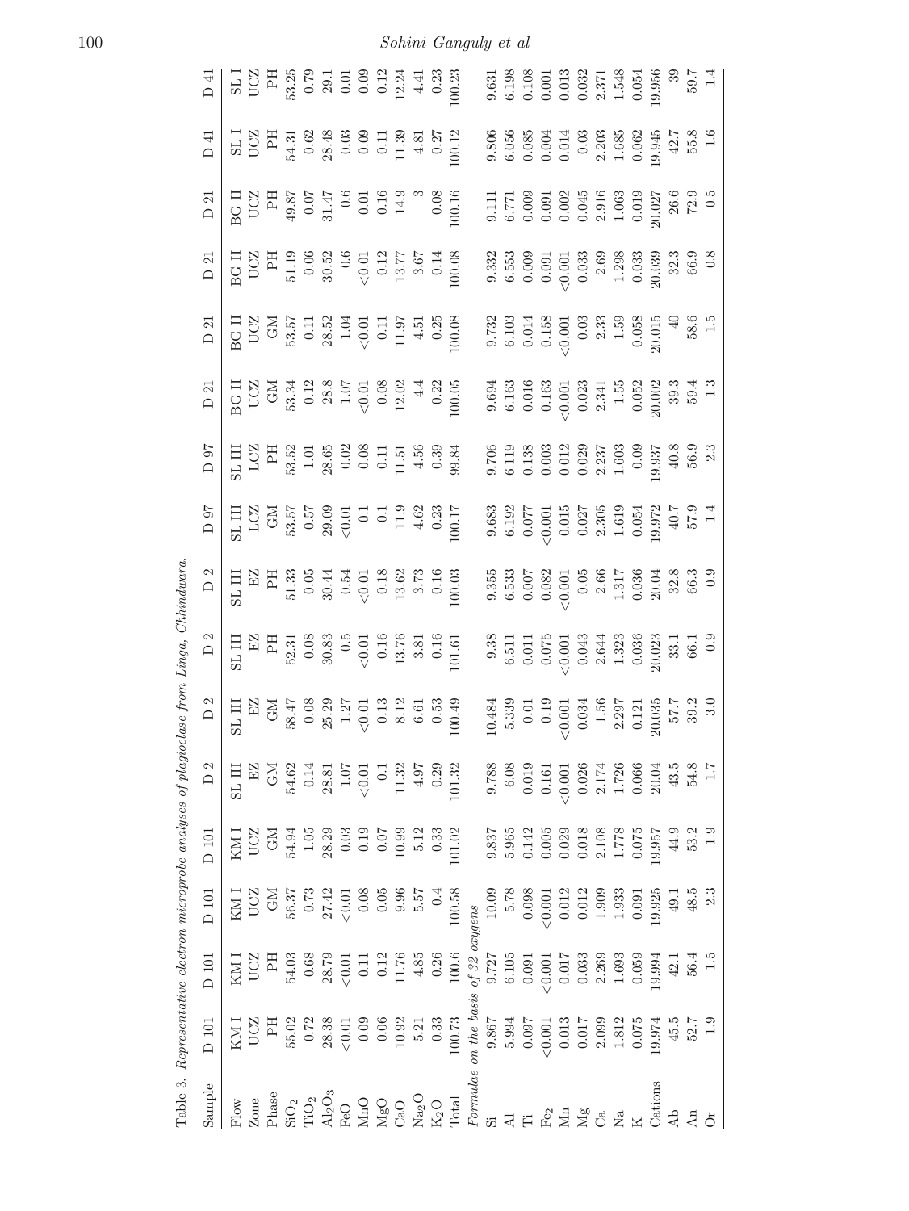Table 3. *Representative electron microprobe analyses of plagioclase from Linga, Chhindwara.*

| Sample | D 101 | D 101 | D 101 | D 101 | D 2 | D 2 | D 2 | D 2 | D 97 | D 97 | D 21 | D 21 | D 21 | D 21 | D 41 | D 41 |
|---|---|---|---|---|---|---|---|---|---|---|---|---|---|---|---|---|
| Flow | KM I | KM I | KM I | KM I | SL III | SL III | SL III | SL III | SL III | SL III | BG II | BG II | BG II | BG II | SL I | SL I |
| Zone | UCZ | UCZ | UCZ | UCZ | EZ | EZ | EZ | EZ | LCZ | LCZ | UCZ | UCZ | UCZ | UCZ | UCZ | UCZ |
| Phase | PH | PH | GM | GM | GM | GM | PH | PH | GM | PH | GM | GM | PH | PH | PH | PH |
| $SiO_2$ | 55.02 | 54.03 | 56.37 | 54.94 | 54.62 | 58.47 | 52.31 | 51.33 | 53.57 | 53.52 | 53.34 | 53.57 | 51.19 | 49.87 | 54.31 | 53.25 |
| $TiO_2$ | 0.72 | 0.68 | 0.73 | 1.05 | 0.14 | 0.08 | 0.08 | 0.05 | 0.57 | 1.01 | 0.12 | 0.11 | 0.06 | 0.07 | 0.62 | 0.79 |
| $Al_2O_3$ | 28.38 | 28.79 | 27.42 | 28.29 | 28.81 | 25.29 | 30.83 | 30.44 | 29.09 | 28.65 | 28.8 | 28.52 | 30.52 | 31.47 | 28.48 | 29.1 |
| FeO | <0.01 | <0.01 | <0.01 | 0.03 | 1.07 | 1.27 | 0.5 | 0.54 | <0.01 | 0.02 | 1.07 | 1.04 | 0.6 | 0.6 | 0.03 | 0.01 |
| MnO | 0.09 | 0.11 | 0.08 | 0.19 | <0.01 | <0.01 | <0.01 | <0.01 | 0.1 | 0.08 | <0.01 | <0.01 | <0.01 | 0.01 | 0.09 | 0.09 |
| MgO | 0.06 | 0.12 | 0.05 | 0.07 | 0.1 | 0.13 | 0.16 | 0.18 | 0.1 | 0.11 | 0.08 | 0.11 | 0.12 | 0.16 | 0.11 | 0.12 |
| CaO | 10.92 | 11.76 | 9.96 | 10.99 | 11.32 | 8.12 | 13.76 | 13.62 | 11.9 | 11.51 | 12.02 | 11.97 | 13.77 | 14.9 | 11.39 | 12.24 |
| $Na_2O$ | 5.21 | 4.85 | 5.57 | 5.12 | 4.97 | 6.61 | 3.81 | 3.73 | 4.62 | 4.56 | 4.4 | 4.51 | 3.67 | 3 | 4.81 | 4.41 |
| $K_2O$ | 0.33 | 0.26 | 0.4 | 0.33 | 0.29 | 0.53 | 0.16 | 0.16 | 0.23 | 0.39 | 0.22 | 0.25 | 0.14 | 0.08 | 0.27 | 0.23 |
| Total | 100.73 | 100.6 | 100.58 | 101.02 | 101.32 | 100.49 | 101.61 | 100.03 | 100.17 | 99.84 | 100.05 | 100.08 | 100.08 | 100.16 | 100.12 | 100.23 |
| *Formulae on the basis of 32 oxygens* | | | | | | | | | | | | | | | | |
| Si | 9.867 | 9.727 | 10.09 | 9.837 | 9.788 | 10.484 | 9.38 | 9.355 | 9.683 | 9.706 | 9.694 | 9.732 | 9.332 | 9.111 | 9.806 | 9.631 |
| Al | 5.994 | 6.105 | 5.78 | 5.965 | 6.08 | 5.339 | 6.511 | 6.533 | 6.192 | 6.119 | 6.163 | 6.103 | 6.553 | 6.771 | 6.056 | 6.198 |
| Ti | 0.097 | 0.091 | 0.098 | 0.142 | 0.019 | 0.01 | 0.011 | 0.007 | 0.077 | 0.138 | 0.016 | 0.014 | 0.009 | 0.009 | 0.085 | 0.108 |
| $Fe_2$ | <0.001 | <0.001 | <0.001 | 0.005 | 0.161 | 0.19 | 0.075 | 0.082 | <0.001 | 0.003 | 0.163 | 0.158 | 0.091 | 0.091 | 0.004 | 0.001 |
| Mn | 0.013 | 0.017 | 0.012 | 0.029 | <0.001 | <0.001 | <0.001 | <0.001 | 0.015 | 0.012 | <0.001 | <0.001 | <0.001 | 0.002 | 0.014 | 0.013 |
| Mg | 0.017 | 0.033 | 0.012 | 0.018 | 0.026 | 0.034 | 0.043 | 0.05 | 0.027 | 0.029 | 0.023 | 0.03 | 0.033 | 0.045 | 0.03 | 0.032 |
| Ca | 2.099 | 2.269 | 1.909 | 2.108 | 2.174 | 1.56 | 2.644 | 2.66 | 2.305 | 2.237 | 2.341 | 2.33 | 2.69 | 2.916 | 2.203 | 2.371 |
| Na | 1.812 | 1.693 | 1.933 | 1.778 | 1.726 | 2.297 | 1.323 | 1.317 | 1.619 | 1.603 | 1.55 | 1.59 | 1.298 | 1.063 | 1.685 | 1.548 |
| K | 0.075 | 0.059 | 0.091 | 0.075 | 0.066 | 0.121 | 0.036 | 0.036 | 0.054 | 0.09 | 0.052 | 0.058 | 0.033 | 0.019 | 0.062 | 0.054 |
| Cations | 19.974 | 19.994 | 19.925 | 19.957 | 20.04 | 20.035 | 20.023 | 20.04 | 19.972 | 19.937 | 20.002 | 20.015 | 20.039 | 20.027 | 19.945 | 19.956 |
| Ab | 45.5 | 42.1 | 49.1 | 44.9 | 43.5 | 57.7 | 33.1 | 32.8 | 40.7 | 40.8 | 39.3 | 40 | 32.3 | 26.6 | 42.7 | 39 |
| An | 52.7 | 56.4 | 48.5 | 53.2 | 54.8 | 39.2 | 66.1 | 66.3 | 57.9 | 56.9 | 59.4 | 58.6 | 66.9 | 72.9 | 55.8 | 59.7 |
| Or | 1.9 | 1.5 | 2.3 | 1.9 | 1.7 | 3.0 | 0.9 | 0.9 | 1.4 | 2.3 | 1.3 | 1.5 | 0.8 | 0.5 | 1.6 | 1.4 |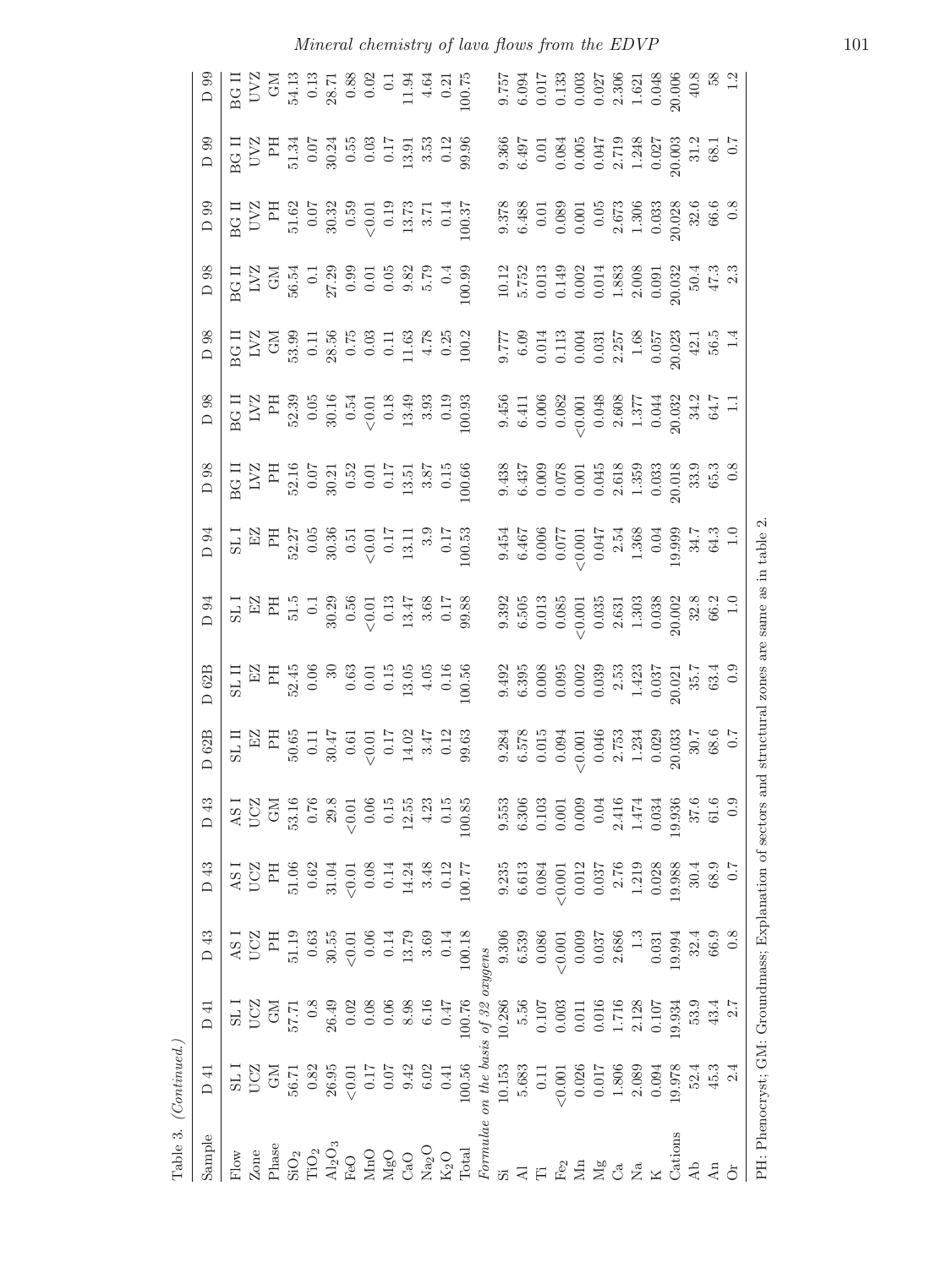Table 3. (*Continued.*)

| Sample | D 41 | D 41 | D 43 | D 43 | D 43 | D 62B | D 62B | D 94 | D 94 | D 98 | D 98 | D 98 | D 98 | D 99 | D 99 | D 99 |
|---|---|---|---|---|---|---|---|---|---|---|---|---|---|---|---|---|
| Flow | SL I | SL I | AS I | AS I | AS I | SL II | SL II | SL I | SL I | BG II | BG II | BG II | BG II | BG II | BG II | BG II |
| Zone | UCZ | UCZ | UCZ | UCZ | UCZ | EZ | EZ | EZ | EZ | LVZ | LVZ | LVZ | LVZ | UVZ | UVZ | UVZ |
| Phase | GM | GM | PH | PH | GM | PH | PH | PH | PH | PH | PH | GM | GM | PH | PH | GM |
| $SiO_2$ | 56.71 | 57.71 | 51.19 | 51.06 | 53.16 | 50.65 | 52.45 | 51.5 | 52.27 | 52.16 | 52.39 | 53.99 | 56.54 | 51.62 | 51.34 | 54.13 |
| $TiO_2$ | 0.82 | 0.8 | 0.63 | 0.62 | 0.76 | 0.11 | 0.06 | 0.1 | 0.05 | 0.07 | 0.05 | 0.11 | 0.1 | 0.07 | 0.07 | 0.13 |
| $Al_2O_3$ | 26.95 | 26.49 | 30.55 | 31.04 | 29.8 | 30.47 | 30 | 30.29 | 30.36 | 30.21 | 30.16 | 28.56 | 27.29 | 30.32 | 30.24 | 28.71 |
| FeO | <0.01 | 0.02 | <0.01 | <0.01 | <0.01 | 0.61 | 0.63 | 0.56 | 0.51 | 0.52 | 0.54 | 0.75 | 0.99 | 0.59 | 0.55 | 0.88 |
| MnO | 0.17 | 0.08 | 0.06 | 0.08 | 0.06 | <0.01 | 0.01 | <0.01 | <0.01 | 0.01 | <0.01 | 0.03 | 0.01 | <0.01 | 0.03 | 0.02 |
| MgO | 0.07 | 0.06 | 0.14 | 0.14 | 0.15 | 0.17 | 0.15 | 0.13 | 0.17 | 0.17 | 0.18 | 0.11 | 0.05 | 0.19 | 0.17 | 0.1 |
| CaO | 9.42 | 8.98 | 13.79 | 14.24 | 12.55 | 14.02 | 13.05 | 13.47 | 13.11 | 13.51 | 13.49 | 11.63 | 9.82 | 13.73 | 13.91 | 11.94 |
| $Na_2O$ | 6.02 | 6.16 | 3.69 | 3.48 | 4.23 | 3.47 | 4.05 | 3.68 | 3.9 | 3.87 | 3.93 | 4.78 | 5.79 | 3.71 | 3.53 | 4.64 |
| $K_2O$ | 0.41 | 0.47 | 0.14 | 0.12 | 0.15 | 0.12 | 0.16 | 0.17 | 0.17 | 0.15 | 0.19 | 0.25 | 0.4 | 0.14 | 0.12 | 0.21 |
| Total | 100.56 | 100.76 | 100.18 | 100.77 | 100.85 | 99.63 | 100.56 | 99.88 | 100.53 | 100.66 | 100.93 | 100.2 | 100.99 | 100.37 | 99.96 | 100.75 |
| *Formulae on the basis of 32 oxygens* | | | | | | | | | | | | | | | | |
| Si | 10.153 | 10.286 | 9.306 | 9.235 | 9.553 | 9.284 | 9.492 | 9.392 | 9.454 | 9.438 | 9.456 | 9.777 | 10.12 | 9.378 | 9.366 | 9.757 |
| Al | 5.683 | 5.56 | 6.539 | 6.613 | 6.306 | 6.578 | 6.395 | 6.505 | 6.467 | 6.437 | 6.411 | 6.09 | 5.752 | 6.488 | 6.497 | 6.094 |
| Ti | 0.11 | 0.107 | 0.086 | 0.084 | 0.103 | 0.015 | 0.008 | 0.013 | 0.006 | 0.009 | 0.006 | 0.014 | 0.013 | 0.01 | 0.01 | 0.017 |
| $Fe_2$ | <0.001 | 0.003 | <0.001 | <0.001 | 0.001 | 0.094 | 0.095 | 0.085 | 0.077 | 0.078 | 0.082 | 0.113 | 0.149 | 0.089 | 0.084 | 0.133 |
| Mn | 0.026 | 0.011 | 0.009 | 0.012 | 0.009 | <0.001 | 0.002 | <0.001 | <0.001 | 0.001 | <0.001 | 0.004 | 0.002 | 0.001 | 0.005 | 0.003 |
| Mg | 0.017 | 0.016 | 0.037 | 0.037 | 0.04 | 0.046 | 0.039 | 0.035 | 0.047 | 0.045 | 0.048 | 0.031 | 0.014 | 0.05 | 0.047 | 0.027 |
| Ca | 1.806 | 1.716 | 2.686 | 2.76 | 2.416 | 2.753 | 2.53 | 2.631 | 2.54 | 2.618 | 2.608 | 2.257 | 1.883 | 2.673 | 2.719 | 2.306 |
| Na | 2.089 | 2.128 | 1.3 | 1.219 | 1.474 | 1.234 | 1.423 | 1.303 | 1.368 | 1.359 | 1.377 | 1.68 | 2.008 | 1.306 | 1.248 | 1.621 |
| K | 0.094 | 0.107 | 0.031 | 0.028 | 0.034 | 0.029 | 0.037 | 0.038 | 0.04 | 0.033 | 0.044 | 0.057 | 0.091 | 0.033 | 0.027 | 0.048 |
| Cations | 19.978 | 19.934 | 19.994 | 19.988 | 19.936 | 20.033 | 20.021 | 20.002 | 19.999 | 20.018 | 20.032 | 20.023 | 20.032 | 20.028 | 20.003 | 20.006 |
| Ab | 52.4 | 53.9 | 32.4 | 30.4 | 37.6 | 30.7 | 35.7 | 32.8 | 34.7 | 33.9 | 34.2 | 42.1 | 50.4 | 32.6 | 31.2 | 40.8 |
| An | 45.3 | 43.4 | 66.9 | 68.9 | 61.6 | 68.6 | 63.4 | 66.2 | 64.3 | 65.3 | 64.7 | 56.5 | 47.3 | 66.6 | 68.1 | 58 |
| Or | 2.4 | 2.7 | 0.8 | 0.7 | 0.9 | 0.7 | 0.9 | 1.0 | 1.0 | 0.8 | 1.1 | 1.4 | 2.3 | 0.8 | 0.7 | 1.2 |

PH: Phenocryst; GM: Groundmass; Explanation of sectors and structural zones are same as in table 2.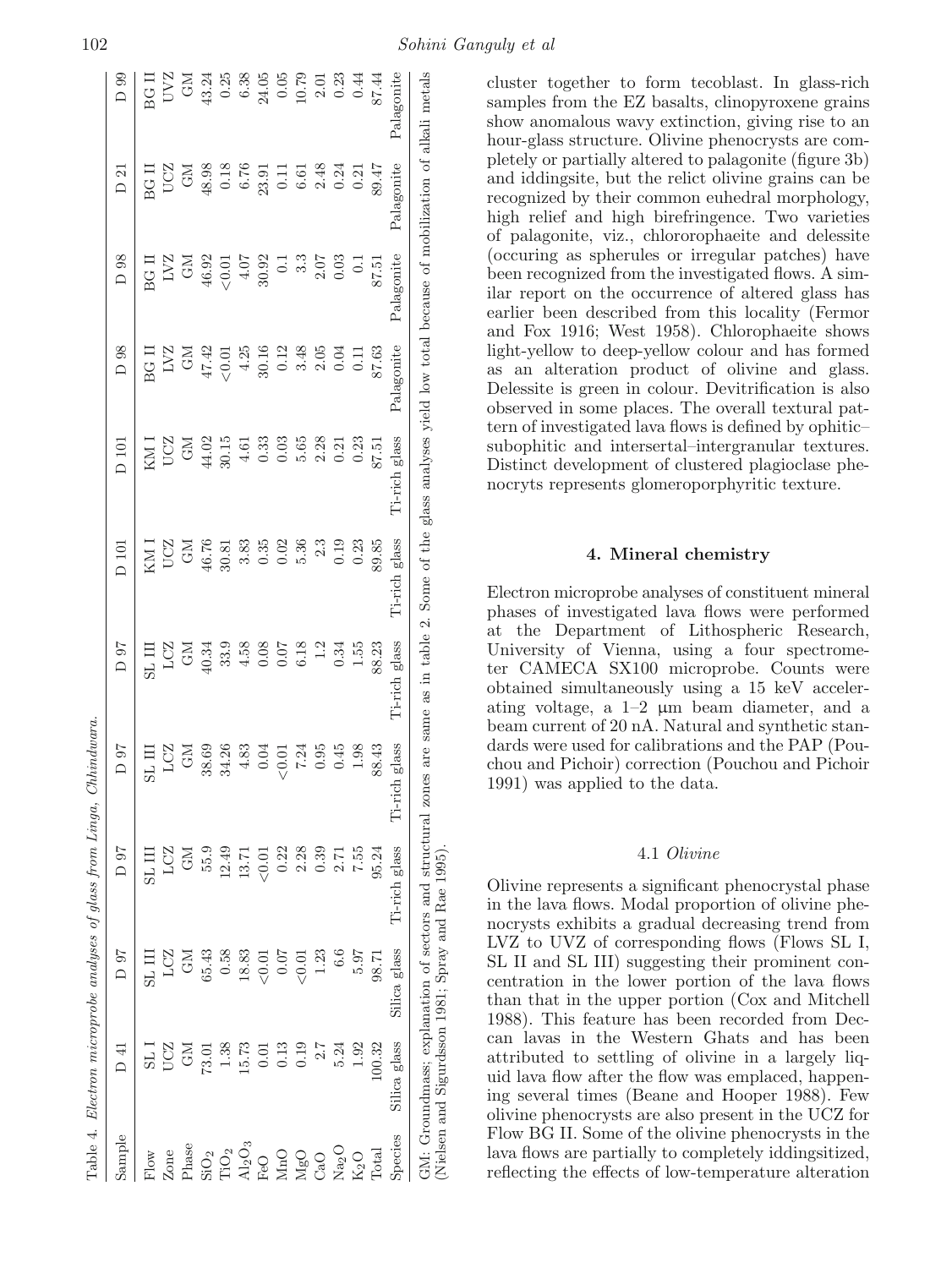Table 4. *Electron microprobe analyses of glass from Linga, Chhindwara.*

| Sample | D 41 | D 97 | D 97 | D 97 | D 97 | D 101 | D 101 | D 98 | D 98 | D 21 | D 99 |
|---|---|---|---|---|---|---|---|---|---|---|---|
| Flow | SL I | SL III | SL III | SL III | SL III | KM I | KM I | BG II | BG II | BG II | BG II |
| Zone | UCZ | LCZ | LCZ | LCZ | LCZ | UCZ | UCZ | LVZ | LVZ | UCZ | UVZ |
| Phase | GM | GM | GM | GM | GM | GM | GM | GM | GM | GM | GM |
| $SiO_2$ | 73.01 | 65.43 | 55.9 | 38.69 | 40.34 | 46.76 | 44.02 | 47.42 | 46.92 | 48.98 | 43.24 |
| $TiO_2$ | 1.38 | 0.58 | 12.49 | 34.26 | 33.9 | 30.81 | 30.15 | <0.01 | <0.01 | 0.18 | 0.25 |
| $Al_2O_3$ | 15.73 | 18.83 | 13.71 | 4.83 | 4.58 | 3.83 | 4.61 | 4.25 | 4.07 | 6.76 | 6.38 |
| FeO | 0.01 | <0.01 | <0.01 | 0.04 | 0.08 | 0.35 | 0.33 | 30.16 | 30.92 | 23.91 | 24.05 |
| MnO | 0.13 | 0.07 | 0.22 | <0.01 | 0.07 | 0.02 | 0.03 | 0.12 | 0.1 | 0.11 | 0.05 |
| MgO | 0.19 | <0.01 | 2.28 | 7.24 | 6.18 | 5.36 | 5.65 | 3.48 | 3.3 | 6.61 | 10.79 |
| CaO | 2.7 | 1.23 | 0.39 | 0.95 | 1.2 | 2.3 | 2.28 | 2.05 | 2.07 | 2.48 | 2.01 |
| $Na_2O$ | 5.24 | 6.6 | 2.71 | 0.45 | 0.34 | 0.19 | 0.21 | 0.04 | 0.03 | 0.24 | 0.23 |
| $K_2O$ | 1.92 | 5.97 | 7.55 | 1.98 | 1.55 | 0.23 | 0.23 | 0.11 | 0.1 | 0.21 | 0.44 |
| Total | 100.32 | 98.71 | 95.24 | 88.43 | 88.23 | 89.85 | 87.51 | 87.63 | 87.51 | 89.47 | 87.44 |
| Species | Silica glass | Silica glass | Ti-rich glass | Ti-rich glass | Ti-rich glass | Ti-rich glass | Ti-rich glass | Palagonite | Palagonite | Palagonite | Palagonite |

GM: Groundmass; explanation of sectors and structural zones are same as in table 2. Some of the glass analyses yield low total because of mobilization of alkali metals (Nielsen and Sigurdsson 1981; Spray and Rae 1995).

cluster together to form tecoblast. In glass-rich samples from the EZ basalts, clinopyroxene grains show anomalous wavy extinction, giving rise to an hour-glass structure. Olivine phenocrysts are completely or partially altered to palagonite (figure 3b) and iddingsite, but the relict olivine grains can be recognized by their common euhedral morphology, high relief and high birefringence. Two varieties of palagonite, viz., chlororophaeite and delessite (occuring as spherules or irregular patches) have been recognized from the investigated flows. A similar report on the occurrence of altered glass has earlier been described from this locality (Fermor and Fox 1916; West 1958). Chlorophaeite shows light-yellow to deep-yellow colour and has formed as an alteration product of olivine and glass. Delessite is green in colour. Devitrification is also observed in some places. The overall textural pattern of investigated lava flows is defined by ophitic–subophitic and intersertal–intergranular textures. Distinct development of clustered plagioclase phenocryts represents glomeroporphyritic texture.

## 4. Mineral chemistry

Electron microprobe analyses of constituent mineral phases of investigated lava flows were performed at the Department of Lithospheric Research, University of Vienna, using a four spectrometer CAMECA SX100 microprobe. Counts were obtained simultaneously using a 15 keV accelerating voltage, a 1–2 μm beam diameter, and a beam current of 20 nA. Natural and synthetic standards were used for calibrations and the PAP (Pouchou and Pichoir) correction (Pouchou and Pichoir 1991) was applied to the data.

### 4.1 *Olivine*

Olivine represents a significant phenocrystal phase in the lava flows. Modal proportion of olivine phenocrysts exhibits a gradual decreasing trend from LVZ to UVZ of corresponding flows (Flows SL I, SL II and SL III) suggesting their prominent concentration in the lower portion of the lava flows than that in the upper portion (Cox and Mitchell 1988). This feature has been recorded from Deccan lavas in the Western Ghats and has been attributed to settling of olivine in a largely liquid lava flow after the flow was emplaced, happening several times (Beane and Hooper 1988). Few olivine phenocrysts are also present in the UCZ for Flow BG II. Some of the olivine phenocrysts in the lava flows are partially to completely iddingsitized, reflecting the effects of low-temperature alteration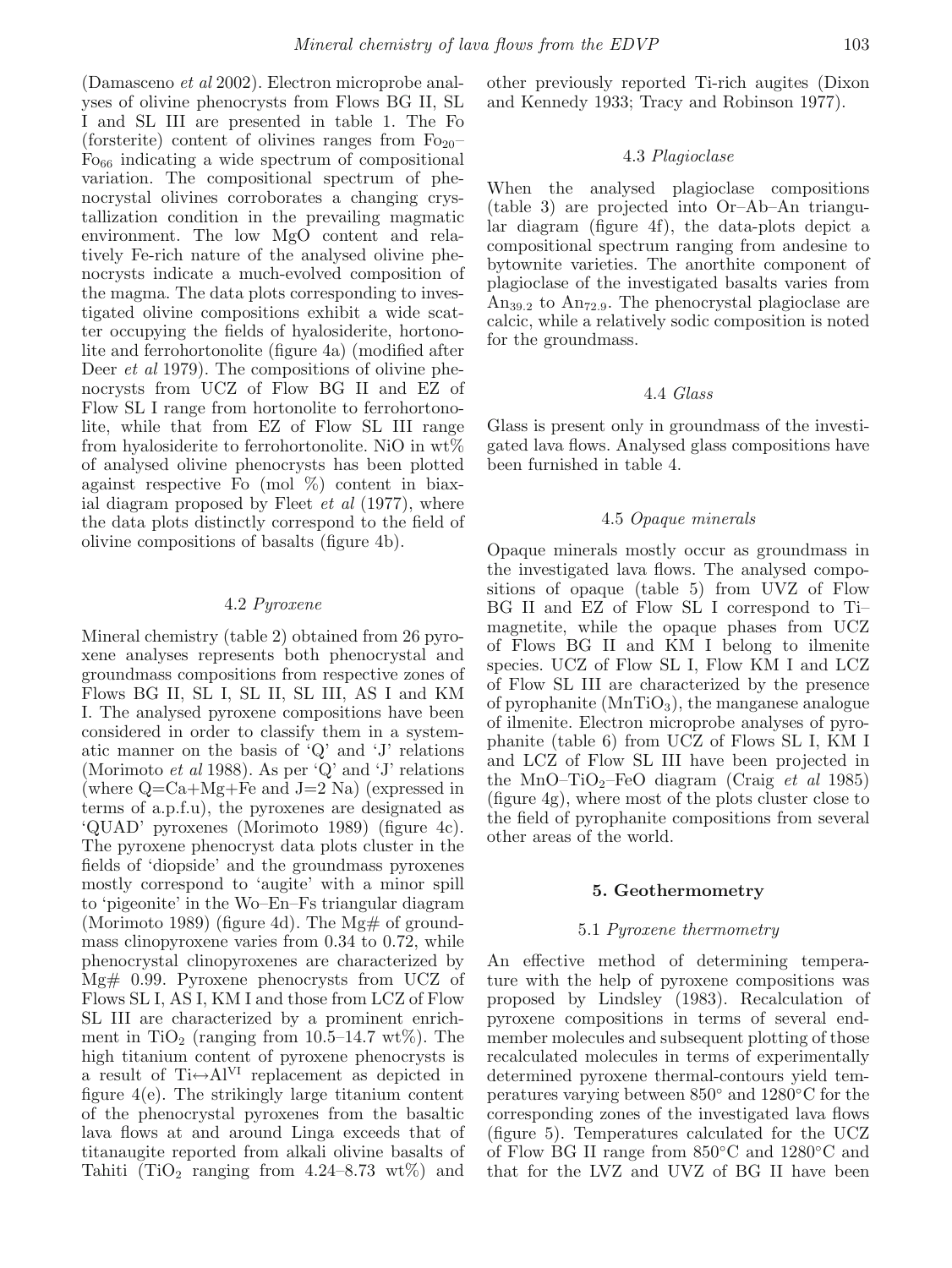(Damasceno *et al* 2002). Electron microprobe analyses of olivine phenocrysts from Flows BG II, SL I and SL III are presented in table 1. The Fo (forsterite) content of olivines ranges from $Fo_{20}$–$Fo_{66}$ indicating a wide spectrum of compositional variation. The compositional spectrum of phenocrystal olivines corroborates a changing crystallization condition in the prevailing magmatic environment. The low MgO content and relatively Fe-rich nature of the analysed olivine phenocrysts indicate a much-evolved composition of the magma. The data plots corresponding to investigated olivine compositions exhibit a wide scatter occupying the fields of hyalosiderite, hortonolite and ferrohortonolite (figure 4a) (modified after Deer *et al* 1979). The compositions of olivine phenocrysts from UCZ of Flow BG II and EZ of Flow SL I range from hortonolite to ferrohortonolite, while that from EZ of Flow SL III range from hyalosiderite to ferrohortonolite. NiO in wt% of analysed olivine phenocrysts has been plotted against respective Fo (mol %) content in biaxial diagram proposed by Fleet *et al* (1977), where the data plots distinctly correspond to the field of olivine compositions of basalts (figure 4b).

### 4.2 *Pyroxene*

Mineral chemistry (table 2) obtained from 26 pyroxene analyses represents both phenocrystal and groundmass compositions from respective zones of Flows BG II, SL I, SL II, SL III, AS I and KM I. The analysed pyroxene compositions have been considered in order to classify them in a systematic manner on the basis of 'Q' and 'J' relations (Morimoto *et al* 1988). As per 'Q' and 'J' relations (where Q=Ca+Mg+Fe and J=2 Na) (expressed in terms of a.p.f.u), the pyroxenes are designated as 'QUAD' pyroxenes (Morimoto 1989) (figure 4c). The pyroxene phenocryst data plots cluster in the fields of 'diopside' and the groundmass pyroxenes mostly correspond to 'augite' with a minor spill to 'pigeonite' in the Wo–En–Fs triangular diagram (Morimoto 1989) (figure 4d). The Mg# of groundmass clinopyroxene varies from 0.34 to 0.72, while phenocrystal clinopyroxenes are characterized by Mg# 0.99. Pyroxene phenocrysts from UCZ of Flows SL I, AS I, KM I and those from LCZ of Flow SL III are characterized by a prominent enrichment in $TiO_2$ (ranging from 10.5–14.7 wt%). The high titanium content of pyroxene phenocrysts is a result of $Ti \leftrightarrow Al^{VI}$ replacement as depicted in figure 4(e). The strikingly large titanium content of the phenocrystal pyroxenes from the basaltic lava flows at and around Linga exceeds that of titanaugite reported from alkali olivine basalts of Tahiti ($TiO_2$ ranging from 4.24–8.73 wt%) and other previously reported Ti-rich augites (Dixon and Kennedy 1933; Tracy and Robinson 1977).

### 4.3 *Plagioclase*

When the analysed plagioclase compositions (table 3) are projected into Or–Ab–An triangular diagram (figure 4f), the data-plots depict a compositional spectrum ranging from andesine to bytownite varieties. The anorthite component of plagioclase of the investigated basalts varies from $An_{39.2}$ to $An_{72.9}$. The phenocrystal plagioclase are calcic, while a relatively sodic composition is noted for the groundmass.

### 4.4 *Glass*

Glass is present only in groundmass of the investigated lava flows. Analysed glass compositions have been furnished in table 4.

### 4.5 *Opaque minerals*

Opaque minerals mostly occur as groundmass in the investigated lava flows. The analysed compositions of opaque (table 5) from UVZ of Flow BG II and EZ of Flow SL I correspond to Ti–magnetite, while the opaque phases from UCZ of Flows BG II and KM I belong to ilmenite species. UCZ of Flow SL I, Flow KM I and LCZ of Flow SL III are characterized by the presence of pyrophanite ($MnTiO_3$), the manganese analogue of ilmenite. Electron microprobe analyses of pyrophanite (table 6) from UCZ of Flows SL I, KM I and LCZ of Flow SL III have been projected in the MnO–$TiO_2$–FeO diagram (Craig *et al* 1985) (figure 4g), where most of the plots cluster close to the field of pyrophanite compositions from several other areas of the world.

## 5. Geothermometry

### 5.1 *Pyroxene thermometry*

An effective method of determining temperature with the help of pyroxene compositions was proposed by Lindsley (1983). Recalculation of pyroxene compositions in terms of several end-member molecules and subsequent plotting of those recalculated molecules in terms of experimentally determined pyroxene thermal-contours yield temperatures varying between 850° and 1280°C for the corresponding zones of the investigated lava flows (figure 5). Temperatures calculated for the UCZ of Flow BG II range from 850°C and 1280°C and that for the LVZ and UVZ of BG II have been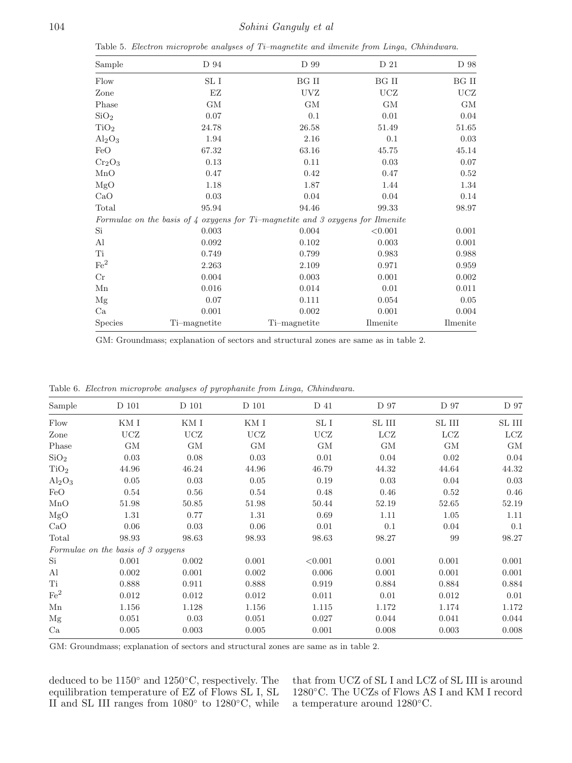Table 5. *Electron microprobe analyses of Ti–magnetite and ilmenite from Linga, Chhindwara.*

| Sample | D 94 | D 99 | D 21 | D 98 |
|---|---|---|---|---|
| Flow | SL I | BG II | BG II | BG II |
| Zone | EZ | UVZ | UCZ | UCZ |
| Phase | GM | GM | GM | GM |
| $SiO_2$ | 0.07 | 0.1 | 0.01 | 0.04 |
| $TiO_2$ | 24.78 | 26.58 | 51.49 | 51.65 |
| $Al_2O_3$ | 1.94 | 2.16 | 0.1 | 0.03 |
| FeO | 67.32 | 63.16 | 45.75 | 45.14 |
| $Cr_2O_3$ | 0.13 | 0.11 | 0.03 | 0.07 |
| MnO | 0.47 | 0.42 | 0.47 | 0.52 |
| MgO | 1.18 | 1.87 | 1.44 | 1.34 |
| CaO | 0.03 | 0.04 | 0.04 | 0.14 |
| Total | 95.94 | 94.46 | 99.33 | 98.97 |
| *Formulae on the basis of 4 oxygens for Ti–magnetite and 3 oxygens for Ilmenite* | | | | |
| Si | 0.003 | 0.004 | <0.001 | 0.001 |
| Al | 0.092 | 0.102 | 0.003 | 0.001 |
| Ti | 0.749 | 0.799 | 0.983 | 0.988 |
| $Fe^2$ | 2.263 | 2.109 | 0.971 | 0.959 |
| Cr | 0.004 | 0.003 | 0.001 | 0.002 |
| Mn | 0.016 | 0.014 | 0.01 | 0.011 |
| Mg | 0.07 | 0.111 | 0.054 | 0.05 |
| Ca | 0.001 | 0.002 | 0.001 | 0.004 |
| Species | Ti–magnetite | Ti–magnetite | Ilmenite | Ilmenite |

GM: Groundmass; explanation of sectors and structural zones are same as in table 2.

Table 6. *Electron microprobe analyses of pyrophanite from Linga, Chhindwara.*

| Sample | D 101 | D 101 | D 101 | D 41 | D 97 | D 97 | D 97 |
|---|---|---|---|---|---|---|---|
| Flow | KM I | KM I | KM I | SL I | SL III | SL III | SL III |
| Zone | UCZ | UCZ | UCZ | UCZ | LCZ | LCZ | LCZ |
| Phase | GM | GM | GM | GM | GM | GM | GM |
| $SiO_2$ | 0.03 | 0.08 | 0.03 | 0.01 | 0.04 | 0.02 | 0.04 |
| $TiO_2$ | 44.96 | 46.24 | 44.96 | 46.79 | 44.32 | 44.64 | 44.32 |
| $Al_2O_3$ | 0.05 | 0.03 | 0.05 | 0.19 | 0.03 | 0.04 | 0.03 |
| FeO | 0.54 | 0.56 | 0.54 | 0.48 | 0.46 | 0.52 | 0.46 |
| MnO | 51.98 | 50.85 | 51.98 | 50.44 | 52.19 | 52.65 | 52.19 |
| MgO | 1.31 | 0.77 | 1.31 | 0.69 | 1.11 | 1.05 | 1.11 |
| CaO | 0.06 | 0.03 | 0.06 | 0.01 | 0.1 | 0.04 | 0.1 |
| Total | 98.93 | 98.63 | 98.93 | 98.63 | 98.27 | 99 | 98.27 |
| *Formulae on the basis of 3 oxygens* | | | | | | | |
| Si | 0.001 | 0.002 | 0.001 | <0.001 | 0.001 | 0.001 | 0.001 |
| Al | 0.002 | 0.001 | 0.002 | 0.006 | 0.001 | 0.001 | 0.001 |
| Ti | 0.888 | 0.911 | 0.888 | 0.919 | 0.884 | 0.884 | 0.884 |
| $Fe^2$ | 0.012 | 0.012 | 0.012 | 0.011 | 0.01 | 0.012 | 0.01 |
| Mn | 1.156 | 1.128 | 1.156 | 1.115 | 1.172 | 1.174 | 1.172 |
| Mg | 0.051 | 0.03 | 0.051 | 0.027 | 0.044 | 0.041 | 0.044 |
| Ca | 0.005 | 0.003 | 0.005 | 0.001 | 0.008 | 0.003 | 0.008 |

GM: Groundmass; explanation of sectors and structural zones are same as in table 2.

deduced to be 1150° and 1250°C, respectively. The equilibration temperature of EZ of Flows SL I, SL II and SL III ranges from 1080° to 1280°C, while that from UCZ of SL I and LCZ of SL III is around 1280°C. The UCZs of Flows AS I and KM I record a temperature around 1280°C.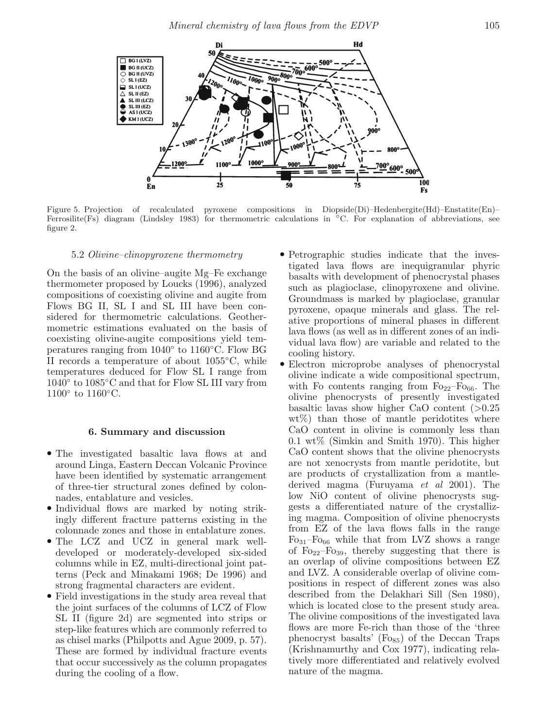Figure 5. Projection of recalculated pyroxene compositions in Diopside(Di)–Hedenbergite(Hd)–Enstatite(En)–Ferrosilite(Fs) diagram (Lindsley 1983) for thermometric calculations in °C. For explanation of abbreviations, see figure 2.

### 5.2 *Olivine–clinopyroxene thermometry*

On the basis of an olivine–augite Mg–Fe exchange thermometer proposed by Loucks (1996), analyzed compositions of coexisting olivine and augite from Flows BG II, SL I and SL III have been considered for thermometric calculations. Geothermometric estimations evaluated on the basis of coexisting olivine-augite compositions yield temperatures ranging from 1040° to 1160°C. Flow BG II records a temperature of about 1055°C, while temperatures deduced for Flow SL I range from 1040° to 1085°C and that for Flow SL III vary from 1100° to 1160°C.

## 6. Summary and discussion

- The investigated basaltic lava flows at and around Linga, Eastern Deccan Volcanic Province have been identified by systematic arrangement of three-tier structural zones defined by colonnades, entablature and vesicles.
- Individual flows are marked by noting strikingly different fracture patterns existing in the colonnade zones and those in entablature zones.
- The LCZ and UCZ in general mark well-developed or moderately-developed six-sided columns while in EZ, multi-directional joint patterns (Peck and Minakami 1968; De 1996) and strong fragmental characters are evident.
- Field investigations in the study area reveal that the joint surfaces of the columns of LCZ of Flow SL II (figure 2d) are segmented into strips or step-like features which are commonly referred to as chisel marks (Philpotts and Ague 2009, p. 57). These are formed by individual fracture events that occur successively as the column propagates during the cooling of a flow.
- Petrographic studies indicate that the investigated lava flows are inequigranular phyric basalts with development of phenocrystal phases such as plagioclase, clinopyroxene and olivine. Groundmass is marked by plagioclase, granular pyroxene, opaque minerals and glass. The relative proportions of mineral phases in different lava flows (as well as in different zones of an individual lava flow) are variable and related to the cooling history.
- Electron microprobe analyses of phenocrystal olivine indicate a wide compositional spectrum, with Fo contents ranging from $Fo_{22}$–$Fo_{66}$. The olivine phenocrysts of presently investigated basaltic lavas show higher CaO content (>0.25 wt%) than those of mantle peridotites where CaO content in olivine is commonly less than 0.1 wt% (Simkin and Smith 1970). This higher CaO content shows that the olivine phenocrysts are not xenocrysts from mantle peridotite, but are products of crystallization from a mantle-derived magma (Furuyama *et al* 2001). The low NiO content of olivine phenocrysts suggests a differentiated nature of the crystallizing magma. Composition of olivine phenocrysts from EZ of the lava flows falls in the range $Fo_{31}$–$Fo_{66}$ while that from LVZ shows a range of $Fo_{22}$–$Fo_{39}$, thereby suggesting that there is an overlap of olivine compositions between EZ and LVZ. A considerable overlap of olivine compositions in respect of different zones was also described from the Delakhari Sill (Sen 1980), which is located close to the present study area. The olivine compositions of the investigated lava flows are more Fe-rich than those of the 'three phenocryst basalts' ($Fo_{85}$) of the Deccan Traps (Krishnamurthy and Cox 1977), indicating relatively more differentiated and relatively evolved nature of the magma.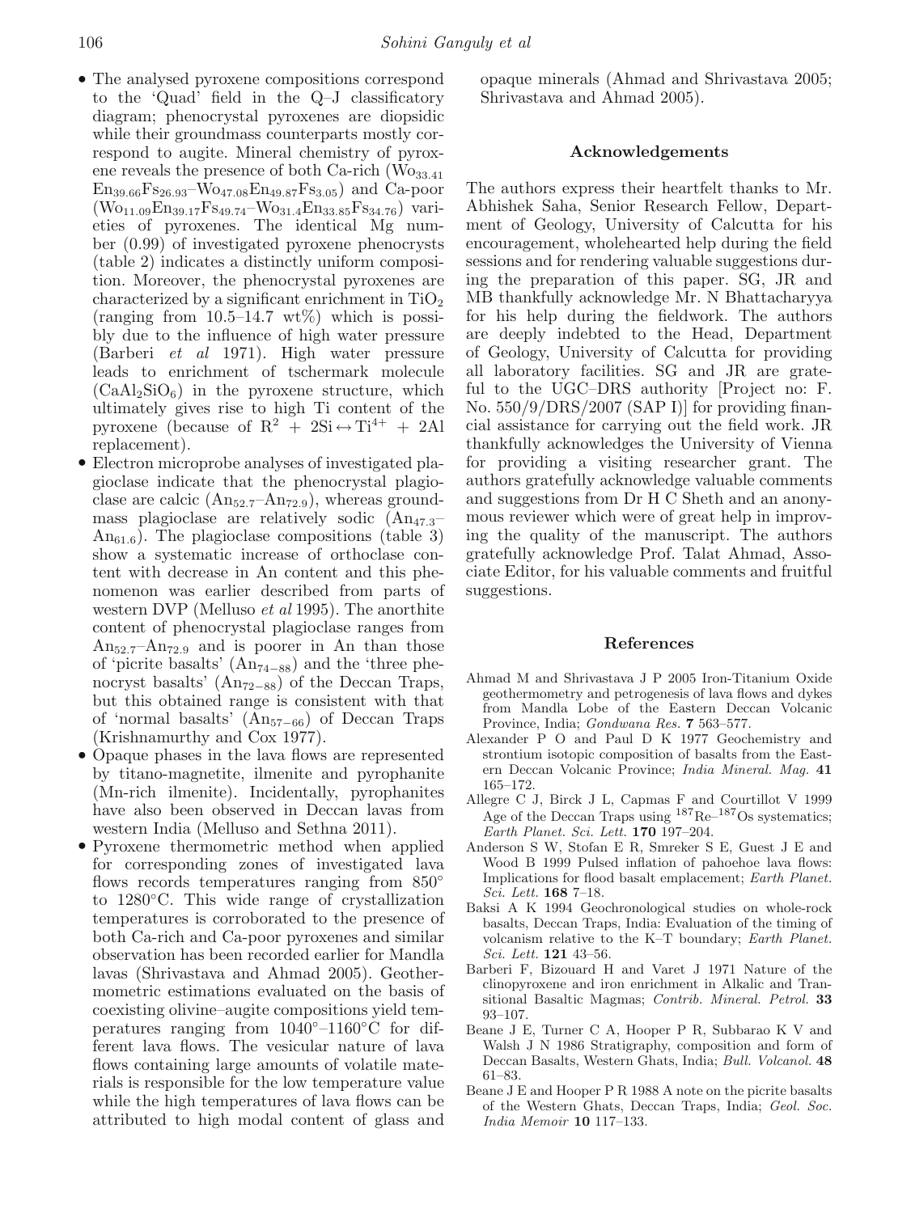- The analysed pyroxene compositions correspond to the 'Quad' field in the Q–J classificatory diagram; phenocrystal pyroxenes are diopsidic while their groundmass counterparts mostly correspond to augite. Mineral chemistry of pyroxene reveals the presence of both Ca-rich ($Wo_{33.41}En_{39.66}Fs_{26.93}$–$Wo_{47.08}En_{49.87}Fs_{3.05}$) and Ca-poor ($Wo_{11.09}En_{39.17}Fs_{49.74}$–$Wo_{31.4}En_{33.85}Fs_{34.76}$) varieties of pyroxenes. The identical Mg number (0.99) of investigated pyroxene phenocrysts (table 2) indicates a distinctly uniform composition. Moreover, the phenocrystal pyroxenes are characterized by a significant enrichment in $TiO_2$ (ranging from 10.5–14.7 wt%) which is possibly due to the influence of high water pressure (Barberi *et al* 1971). High water pressure leads to enrichment of tschermark molecule ($CaAl_2SiO_6$) in the pyroxene structure, which ultimately gives rise to high Ti content of the pyroxene (because of $R^2 + 2Si \leftrightarrow Ti^{4+} + 2Al$ replacement).
- Electron microprobe analyses of investigated plagioclase indicate that the phenocrystal plagioclase are calcic ($An_{52.7}$–$An_{72.9}$), whereas groundmass plagioclase are relatively sodic ($An_{47.3}$–$An_{61.6}$). The plagioclase compositions (table 3) show a systematic increase of orthoclase content with decrease in An content and this phenomenon was earlier described from parts of western DVP (Melluso *et al* 1995). The anorthite content of phenocrystal plagioclase ranges from $An_{52.7}$–$An_{72.9}$ and is poorer in An than those of 'picrite basalts' ($An_{74-88}$) and the 'three phenocryst basalts' ($An_{72-88}$) of the Deccan Traps, but this obtained range is consistent with that of 'normal basalts' ($An_{57-66}$) of Deccan Traps (Krishnamurthy and Cox 1977).
- Opaque phases in the lava flows are represented by titano-magnetite, ilmenite and pyrophanite (Mn-rich ilmenite). Incidentally, pyrophanites have also been observed in Deccan lavas from western India (Melluso and Sethna 2011).
- Pyroxene thermometric method when applied for corresponding zones of investigated lava flows records temperatures ranging from 850° to 1280°C. This wide range of crystallization temperatures is corroborated to the presence of both Ca-rich and Ca-poor pyroxenes and similar observation has been recorded earlier for Mandla lavas (Shrivastava and Ahmad 2005). Geothermometric estimations evaluated on the basis of coexisting olivine–augite compositions yield temperatures ranging from 1040°–1160°C for different lava flows. The vesicular nature of lava flows containing large amounts of volatile materials is responsible for the low temperature value while the high temperatures of lava flows can be attributed to high modal content of glass and opaque minerals (Ahmad and Shrivastava 2005; Shrivastava and Ahmad 2005).

## Acknowledgements

The authors express their heartfelt thanks to Mr. Abhishek Saha, Senior Research Fellow, Department of Geology, University of Calcutta for his encouragement, wholehearted help during the field sessions and for rendering valuable suggestions during the preparation of this paper. SG, JR and MB thankfully acknowledge Mr. N Bhattacharyya for his help during the fieldwork. The authors are deeply indebted to the Head, Department of Geology, University of Calcutta for providing all laboratory facilities. SG and JR are grateful to the UGC–DRS authority [Project no: F. No. 550/9/DRS/2007 (SAP I)] for providing financial assistance for carrying out the field work. JR thankfully acknowledges the University of Vienna for providing a visiting researcher grant. The authors gratefully acknowledge valuable comments and suggestions from Dr H C Sheth and an anonymous reviewer which were of great help in improving the quality of the manuscript. The authors gratefully acknowledge Prof. Talat Ahmad, Associate Editor, for his valuable comments and fruitful suggestions.

## References

Ahmad M and Shrivastava J P 2005 Iron-Titanium Oxide geothermometry and petrogenesis of lava flows and dykes from Mandla Lobe of the Eastern Deccan Volcanic Province, India; *Gondwana Res.* **7** 563–577.

Alexander P O and Paul D K 1977 Geochemistry and strontium isotopic composition of basalts from the Eastern Deccan Volcanic Province; *India Mineral. Mag.* **41** 165–172.

Allegre C J, Birck J L, Capmas F and Courtillot V 1999 Age of the Deccan Traps using $^{187}Re$–$^{187}Os$ systematics; *Earth Planet. Sci. Lett.* **170** 197–204.

Anderson S W, Stofan E R, Smreker S E, Guest J E and Wood B 1999 Pulsed inflation of pahoehoe lava flows: Implications for flood basalt emplacement; *Earth Planet. Sci. Lett.* **168** 7–18.

Baksi A K 1994 Geochronological studies on whole-rock basalts, Deccan Traps, India: Evaluation of the timing of volcanism relative to the K–T boundary; *Earth Planet. Sci. Lett.* **121** 43–56.

Barberi F, Bizouard H and Varet J 1971 Nature of the clinopyroxene and iron enrichment in Alkalic and Transitional Basaltic Magmas; *Contrib. Mineral. Petrol.* **33** 93–107.

Beane J E, Turner C A, Hooper P R, Subbarao K V and Walsh J N 1986 Stratigraphy, composition and form of Deccan Basalts, Western Ghats, India; *Bull. Volcanol.* **48** 61–83.

Beane J E and Hooper P R 1988 A note on the picrite basalts of the Western Ghats, Deccan Traps, India; *Geol. Soc. India Memoir* **10** 117–133.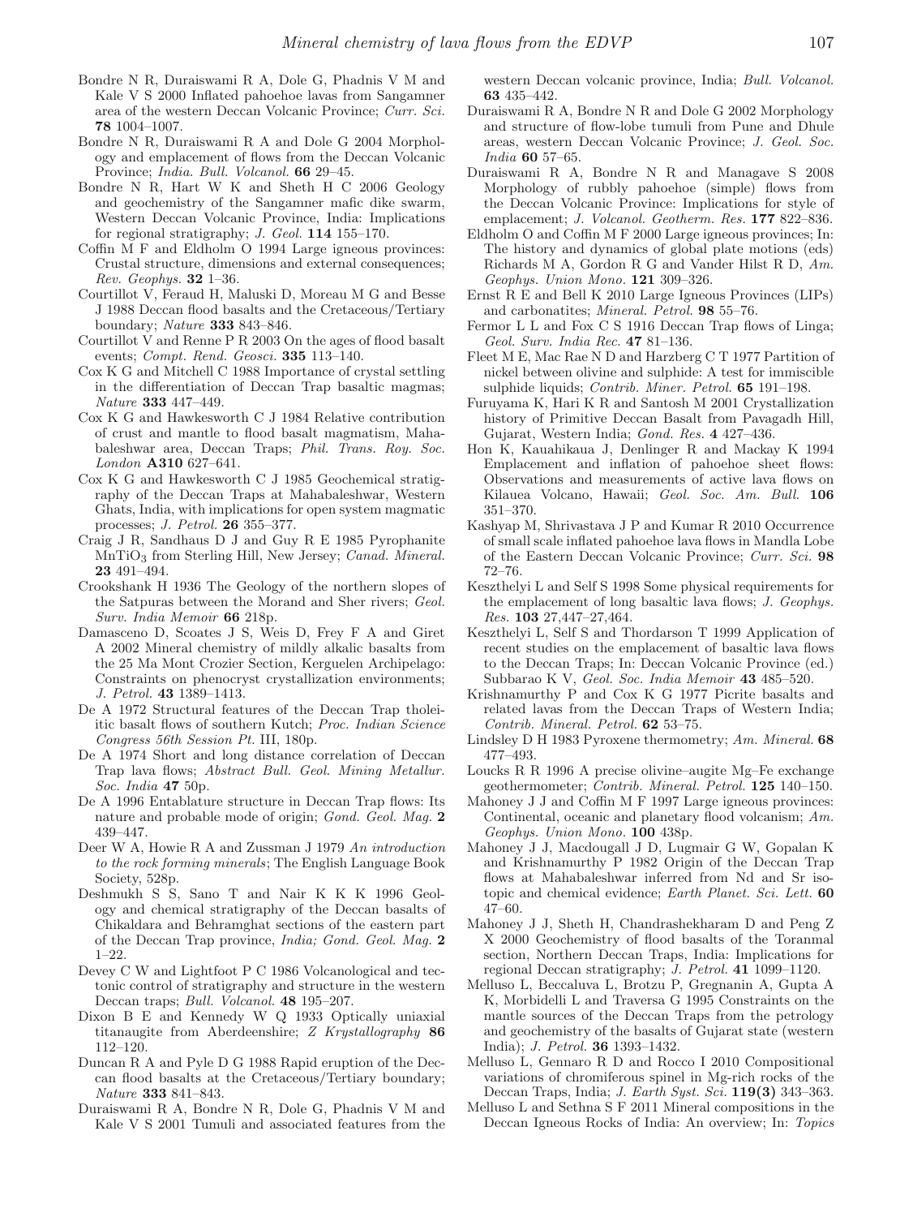Bondre N R, Duraiswami R A, Dole G, Phadnis V M and Kale V S 2000 Inflated pahoehoe lavas from Sangamner area of the western Deccan Volcanic Province; *Curr. Sci.* **78** 1004–1007.

Bondre N R, Duraiswami R A and Dole G 2004 Morphology and emplacement of flows from the Deccan Volcanic Province; *India. Bull. Volcanol.* **66** 29–45.

Bondre N R, Hart W K and Sheth H C 2006 Geology and geochemistry of the Sangamner mafic dike swarm, Western Deccan Volcanic Province, India: Implications for regional stratigraphy; *J. Geol.* **114** 155–170.

Coffin M F and Eldholm O 1994 Large igneous provinces: Crustal structure, dimensions and external consequences; *Rev. Geophys.* **32** 1–36.

Courtillot V, Feraud H, Maluski D, Moreau M G and Besse J 1988 Deccan flood basalts and the Cretaceous/Tertiary boundary; *Nature* **333** 843–846.

Courtillot V and Renne P R 2003 On the ages of flood basalt events; *Compt. Rend. Geosci.* **335** 113–140.

Cox K G and Mitchell C 1988 Importance of crystal settling in the differentiation of Deccan Trap basaltic magmas; *Nature* **333** 447–449.

Cox K G and Hawkesworth C J 1984 Relative contribution of crust and mantle to flood basalt magmatism, Mahabaleshwar area, Deccan Traps; *Phil. Trans. Roy. Soc. London* **A310** 627–641.

Cox K G and Hawkesworth C J 1985 Geochemical stratigraphy of the Deccan Traps at Mahabaleshwar, Western Ghats, India, with implications for open system magmatic processes; *J. Petrol.* **26** 355–377.

Craig J R, Sandhaus D J and Guy R E 1985 Pyrophanite $MnTiO_3$ from Sterling Hill, New Jersey; *Canad. Mineral.* **23** 491–494.

Crookshank H 1936 The Geology of the northern slopes of the Satpuras between the Morand and Sher rivers; *Geol. Surv. India Memoir* **66** 218p.

Damasceno D, Scoates J S, Weis D, Frey F A and Giret A 2002 Mineral chemistry of mildly alkalic basalts from the 25 Ma Mont Crozier Section, Kerguelen Archipelago: Constraints on phenocryst crystallization environments; *J. Petrol.* **43** 1389–1413.

De A 1972 Structural features of the Deccan Trap tholeiitic basalt flows of southern Kutch; *Proc. Indian Science Congress 56th Session Pt.* III, 180p.

De A 1974 Short and long distance correlation of Deccan Trap lava flows; *Abstract Bull. Geol. Mining Metallur. Soc. India* **47** 50p.

De A 1996 Entablature structure in Deccan Trap flows: Its nature and probable mode of origin; *Gond. Geol. Mag.* **2** 439–447.

Deer W A, Howie R A and Zussman J 1979 *An introduction to the rock forming minerals*; The English Language Book Society, 528p.

Deshmukh S S, Sano T and Nair K K K 1996 Geology and chemical stratigraphy of the Deccan basalts of Chikaldara and Behramghat sections of the eastern part of the Deccan Trap province, *India; Gond. Geol. Mag.* **2** 1–22.

Devey C W and Lightfoot P C 1986 Volcanological and tectonic control of stratigraphy and structure in the western Deccan traps; *Bull. Volcanol.* **48** 195–207.

Dixon B E and Kennedy W Q 1933 Optically uniaxial titanaugite from Aberdeenshire; *Z Krystallography* **86** 112–120.

Duncan R A and Pyle D G 1988 Rapid eruption of the Deccan flood basalts at the Cretaceous/Tertiary boundary; *Nature* **333** 841–843.

Duraiswami R A, Bondre N R, Dole G, Phadnis V M and Kale V S 2001 Tumuli and associated features from the western Deccan volcanic province, India; *Bull. Volcanol.* **63** 435–442.

Duraiswami R A, Bondre N R and Dole G 2002 Morphology and structure of flow-lobe tumuli from Pune and Dhule areas, western Deccan Volcanic Province; *J. Geol. Soc. India* **60** 57–65.

Duraiswami R A, Bondre N R and Managave S 2008 Morphology of rubbly pahoehoe (simple) flows from the Deccan Volcanic Province: Implications for style of emplacement; *J. Volcanol. Geotherm. Res.* **177** 822–836.

Eldholm O and Coffin M F 2000 Large igneous provinces; In: The history and dynamics of global plate motions (eds) Richards M A, Gordon R G and Vander Hilst R D, *Am. Geophys. Union Mono.* **121** 309–326.

Ernst R E and Bell K 2010 Large Igneous Provinces (LIPs) and carbonatites; *Mineral. Petrol.* **98** 55–76.

Fermor L L and Fox C S 1916 Deccan Trap flows of Linga; *Geol. Surv. India Rec.* **47** 81–136.

Fleet M E, Mac Rae N D and Harzberg C T 1977 Partition of nickel between olivine and sulphide: A test for immiscible sulphide liquids; *Contrib. Miner. Petrol.* **65** 191–198.

Furuyama K, Hari K R and Santosh M 2001 Crystallization history of Primitive Deccan Basalt from Pavagadh Hill, Gujarat, Western India; *Gond. Res.* **4** 427–436.

Hon K, Kauahikaua J, Denlinger R and Mackay K 1994 Emplacement and inflation of pahoehoe sheet flows: Observations and measurements of active lava flows on Kilauea Volcano, Hawaii; *Geol. Soc. Am. Bull.* **106** 351–370.

Kashyap M, Shrivastava J P and Kumar R 2010 Occurrence of small scale inflated pahoehoe lava flows in Mandla Lobe of the Eastern Deccan Volcanic Province; *Curr. Sci.* **98** 72–76.

Keszthelyi L and Self S 1998 Some physical requirements for the emplacement of long basaltic lava flows; *J. Geophys. Res.* **103** 27,447–27,464.

Keszthelyi L, Self S and Thordarson T 1999 Application of recent studies on the emplacement of basaltic lava flows to the Deccan Traps; In: Deccan Volcanic Province (ed.) Subbarao K V, *Geol. Soc. India Memoir* **43** 485–520.

Krishnamurthy P and Cox K G 1977 Picrite basalts and related lavas from the Deccan Traps of Western India; *Contrib. Mineral. Petrol.* **62** 53–75.

Lindsley D H 1983 Pyroxene thermometry; *Am. Mineral.* **68** 477–493.

Loucks R R 1996 A precise olivine–augite Mg–Fe exchange geothermometer; *Contrib. Mineral. Petrol.* **125** 140–150.

Mahoney J J and Coffin M F 1997 Large igneous provinces: Continental, oceanic and planetary flood volcanism; *Am. Geophys. Union Mono.* **100** 438p.

Mahoney J J, Macdougall J D, Lugmair G W, Gopalan K and Krishnamurthy P 1982 Origin of the Deccan Trap flows at Mahabaleshwar inferred from Nd and Sr isotopic and chemical evidence; *Earth Planet. Sci. Lett.* **60** 47–60.

Mahoney J J, Sheth H, Chandrashekharam D and Peng Z X 2000 Geochemistry of flood basalts of the Toranmal section, Northern Deccan Traps, India: Implications for regional Deccan stratigraphy; *J. Petrol.* **41** 1099–1120.

Melluso L, Beccaluva L, Brotzu P, Gregnanin A, Gupta A K, Morbidelli L and Traversa G 1995 Constraints on the mantle sources of the Deccan Traps from the petrology and geochemistry of the basalts of Gujarat state (western India); *J. Petrol.* **36** 1393–1432.

Melluso L, Gennaro R D and Rocco I 2010 Compositional variations of chromiferous spinel in Mg-rich rocks of the Deccan Traps, India; *J. Earth Syst. Sci.* **119(3)** 343–363.

Melluso L and Sethna S F 2011 Mineral compositions in the Deccan Igneous Rocks of India: An overview; In: *Topics*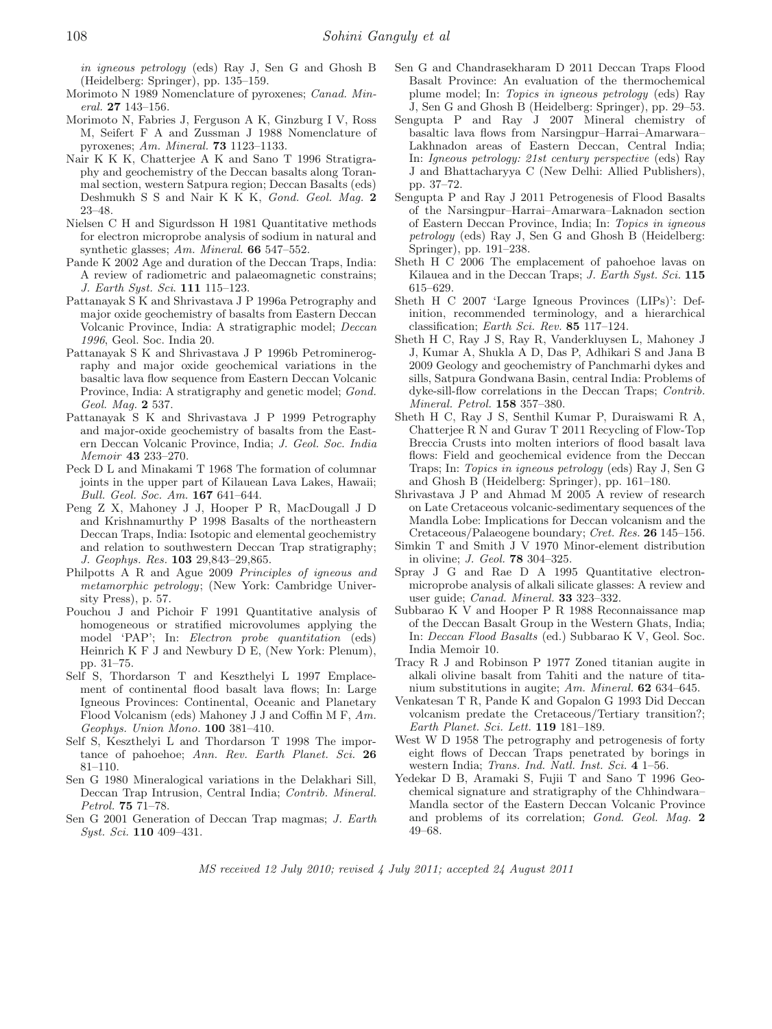*in igneous petrology* (eds) Ray J, Sen G and Ghosh B (Heidelberg: Springer), pp. 135–159.

Morimoto N 1989 Nomenclature of pyroxenes; *Canad. Mineral.* **27** 143–156.

Morimoto N, Fabries J, Ferguson A K, Ginzburg I V, Ross M, Seifert F A and Zussman J 1988 Nomenclature of pyroxenes; *Am. Mineral.* **73** 1123–1133.

Nair K K K, Chatterjee A K and Sano T 1996 Stratigraphy and geochemistry of the Deccan basalts along Toranmal section, western Satpura region; Deccan Basalts (eds) Deshmukh S S and Nair K K K, *Gond. Geol. Mag.* **2** 23–48.

Nielsen C H and Sigurdsson H 1981 Quantitative methods for electron microprobe analysis of sodium in natural and synthetic glasses; *Am. Mineral.* **66** 547–552.

Pande K 2002 Age and duration of the Deccan Traps, India: A review of radiometric and palaeomagnetic constrains; *J. Earth Syst. Sci.* **111** 115–123.

Pattanayak S K and Shrivastava J P 1996a Petrography and major oxide geochemistry of basalts from Eastern Deccan Volcanic Province, India: A stratigraphic model; *Deccan 1996*, Geol. Soc. India 20.

Pattanayak S K and Shrivastava J P 1996b Petromineragraphy and major oxide geochemical variations in the basaltic lava flow sequence from Eastern Deccan Volcanic Province, India: A stratigraphy and genetic model; *Gond. Geol. Mag.* **2** 537.

Pattanayak S K and Shrivastava J P 1999 Petrography and major-oxide geochemistry of basalts from the Eastern Deccan Volcanic Province, India; *J. Geol. Soc. India Memoir* **43** 233–270.

Peck D L and Minakami T 1968 The formation of columnar joints in the upper part of Kilauean Lava Lakes, Hawaii; *Bull. Geol. Soc. Am.* **167** 641–644.

Peng Z X, Mahoney J J, Hooper P R, MacDougall J D and Krishnamurthy P 1998 Basalts of the northeastern Deccan Traps, India: Isotopic and elemental geochemistry and relation to southwestern Deccan Trap stratigraphy; *J. Geophys. Res.* **103** 29,843–29,865.

Philpotts A R and Ague 2009 *Principles of igneous and metamorphic petrology*; (New York: Cambridge University Press), p. 57.

Pouchou J and Pichoir F 1991 Quantitative analysis of homogeneous or stratified microvolumes applying the model 'PAP'; In: *Electron probe quantitation* (eds) Heinrich K F J and Newbury D E, (New York: Plenum), pp. 31–75.

Self S, Thordarson T and Keszthelyi L 1997 Emplacement of continental flood basalt lava flows; In: Large Igneous Provinces: Continental, Oceanic and Planetary Flood Volcanism (eds) Mahoney J J and Coffin M F, *Am. Geophys. Union Mono.* **100** 381–410.

Self S, Keszthelyi L and Thordarson T 1998 The importance of pahoehoe; *Ann. Rev. Earth Planet. Sci.* **26** 81–110.

Sen G 1980 Mineralogical variations in the Delakhari Sill, Deccan Trap Intrusion, Central India; *Contrib. Mineral. Petrol.* **75** 71–78.

Sen G 2001 Generation of Deccan Trap magmas; *J. Earth Syst. Sci.* **110** 409–431.

Sen G and Chandrasekharam D 2011 Deccan Traps Flood Basalt Province: An evaluation of the thermochemical plume model; In: *Topics in igneous petrology* (eds) Ray J, Sen G and Ghosh B (Heidelberg: Springer), pp. 29–53.

Sengupta P and Ray J 2007 Mineral chemistry of basaltic lava flows from Narsingpur–Harrai–Amarwara–Lakhnadon areas of Eastern Deccan, Central India; In: *Igneous petrology: 21st century perspective* (eds) Ray J and Bhattacharyya C (New Delhi: Allied Publishers), pp. 37–72.

Sengupta P and Ray J 2011 Petrogenesis of Flood Basalts of the Narsingpur–Harrai–Amarwara–Laknadon section of Eastern Deccan Province, India; In: *Topics in igneous petrology* (eds) Ray J, Sen G and Ghosh B (Heidelberg: Springer), pp. 191–238.

Sheth H C 2006 The emplacement of pahoehoe lavas on Kilauea and in the Deccan Traps; *J. Earth Syst. Sci.* **115** 615–629.

Sheth H C 2007 'Large Igneous Provinces (LIPs)': Definition, recommended terminology, and a hierarchical classification; *Earth Sci. Rev.* **85** 117–124.

Sheth H C, Ray J S, Ray R, Vanderkluysen L, Mahoney J J, Kumar A, Shukla A D, Das P, Adhikari S and Jana B 2009 Geology and geochemistry of Panchmarhi dykes and sills, Satpura Gondwana Basin, central India: Problems of dyke-sill-flow correlations in the Deccan Traps; *Contrib. Mineral. Petrol.* **158** 357–380.

Sheth H C, Ray J S, Senthil Kumar P, Duraiswami R A, Chatterjee R N and Gurav T 2011 Recycling of Flow-Top Breccia Crusts into molten interiors of flood basalt lava flows: Field and geochemical evidence from the Deccan Traps; In: *Topics in igneous petrology* (eds) Ray J, Sen G and Ghosh B (Heidelberg: Springer), pp. 161–180.

Shrivastava J P and Ahmad M 2005 A review of research on Late Cretaceous volcanic-sedimentary sequences of the Mandla Lobe: Implications for Deccan volcanism and the Cretaceous/Palaeogene boundary; *Cret. Res.* **26** 145–156.

Simkin T and Smith J V 1970 Minor-element distribution in olivine; *J. Geol.* **78** 304–325.

Spray J G and Rae D A 1995 Quantitative electron-microprobe analysis of alkali silicate glasses: A review and user guide; *Canad. Mineral.* **33** 323–332.

Subbarao K V and Hooper P R 1988 Reconnaissance map of the Deccan Basalt Group in the Western Ghats, India; In: *Deccan Flood Basalts* (ed.) Subbarao K V, Geol. Soc. India Memoir 10.

Tracy R J and Robinson P 1977 Zoned titanian augite in alkali olivine basalt from Tahiti and the nature of titanium substitutions in augite; *Am. Mineral.* **62** 634–645.

Venkatesan T R, Pande K and Gopalon G 1993 Did Deccan volcanism predate the Cretaceous/Tertiary transition?; *Earth Planet. Sci. Lett.* **119** 181–189.

West W D 1958 The petrography and petrogenesis of forty eight flows of Deccan Traps penetrated by borings in western India; *Trans. Ind. Natl. Inst. Sci.* **4** 1–56.

Yedekar D B, Aramaki S, Fujii T and Sano T 1996 Geochemical signature and stratigraphy of the Chhindwara–Mandla sector of the Eastern Deccan Volcanic Province and problems of its correlation; *Gond. Geol. Mag.* **2** 49–68.

*MS received 12 July 2010; revised 4 July 2011; accepted 24 August 2011*